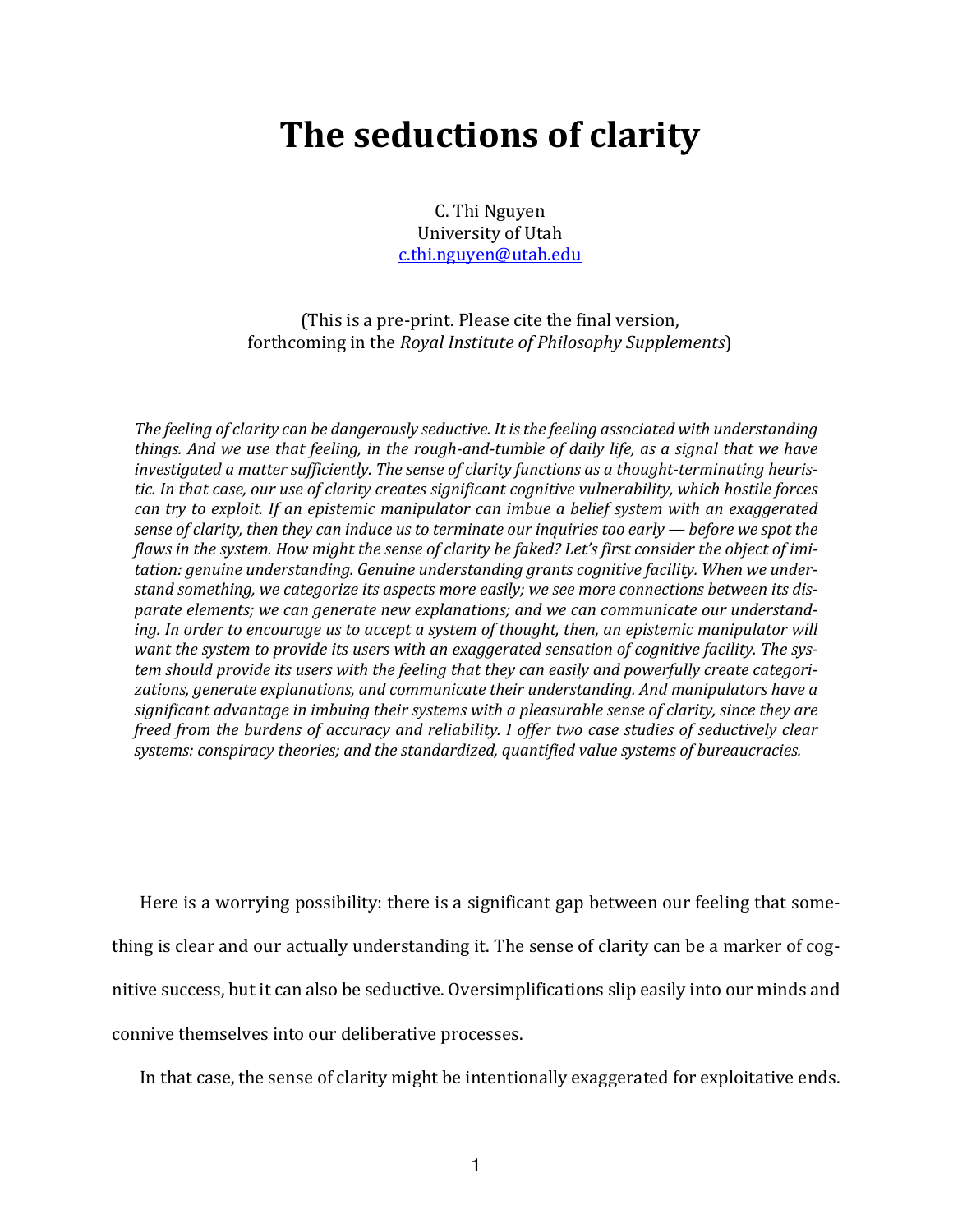# The seductions of clarity

C. Thi Nguyen
University of Utah
c.thi.nguyen@utah.edu

(This is a pre-print. Please cite the final version, forthcoming in the *Royal Institute of Philosophy Supplements*)

*The feeling of clarity can be dangerously seductive. It is the feeling associated with understanding things. And we use that feeling, in the rough-and-tumble of daily life, as a signal that we have investigated a matter sufficiently. The sense of clarity functions as a thought-terminating heuristic. In that case, our use of clarity creates significant cognitive vulnerability, which hostile forces can try to exploit. If an epistemic manipulator can imbue a belief system with an exaggerated sense of clarity, then they can induce us to terminate our inquiries too early — before we spot the flaws in the system. How might the sense of clarity be faked? Let's first consider the object of imitation: genuine understanding. Genuine understanding grants cognitive facility. When we understand something, we categorize its aspects more easily; we see more connections between its disparate elements; we can generate new explanations; and we can communicate our understanding. In order to encourage us to accept a system of thought, then, an epistemic manipulator will want the system to provide its users with an exaggerated sensation of cognitive facility. The system should provide its users with the feeling that they can easily and powerfully create categorizations, generate explanations, and communicate their understanding. And manipulators have a significant advantage in imbuing their systems with a pleasurable sense of clarity, since they are freed from the burdens of accuracy and reliability. I offer two case studies of seductively clear systems: conspiracy theories; and the standardized, quantified value systems of bureaucracies.*

Here is a worrying possibility: there is a significant gap between our feeling that something is clear and our actually understanding it. The sense of clarity can be a marker of cognitive success, but it can also be seductive. Oversimplifications slip easily into our minds and connive themselves into our deliberative processes.

In that case, the sense of clarity might be intentionally exaggerated for exploitative ends.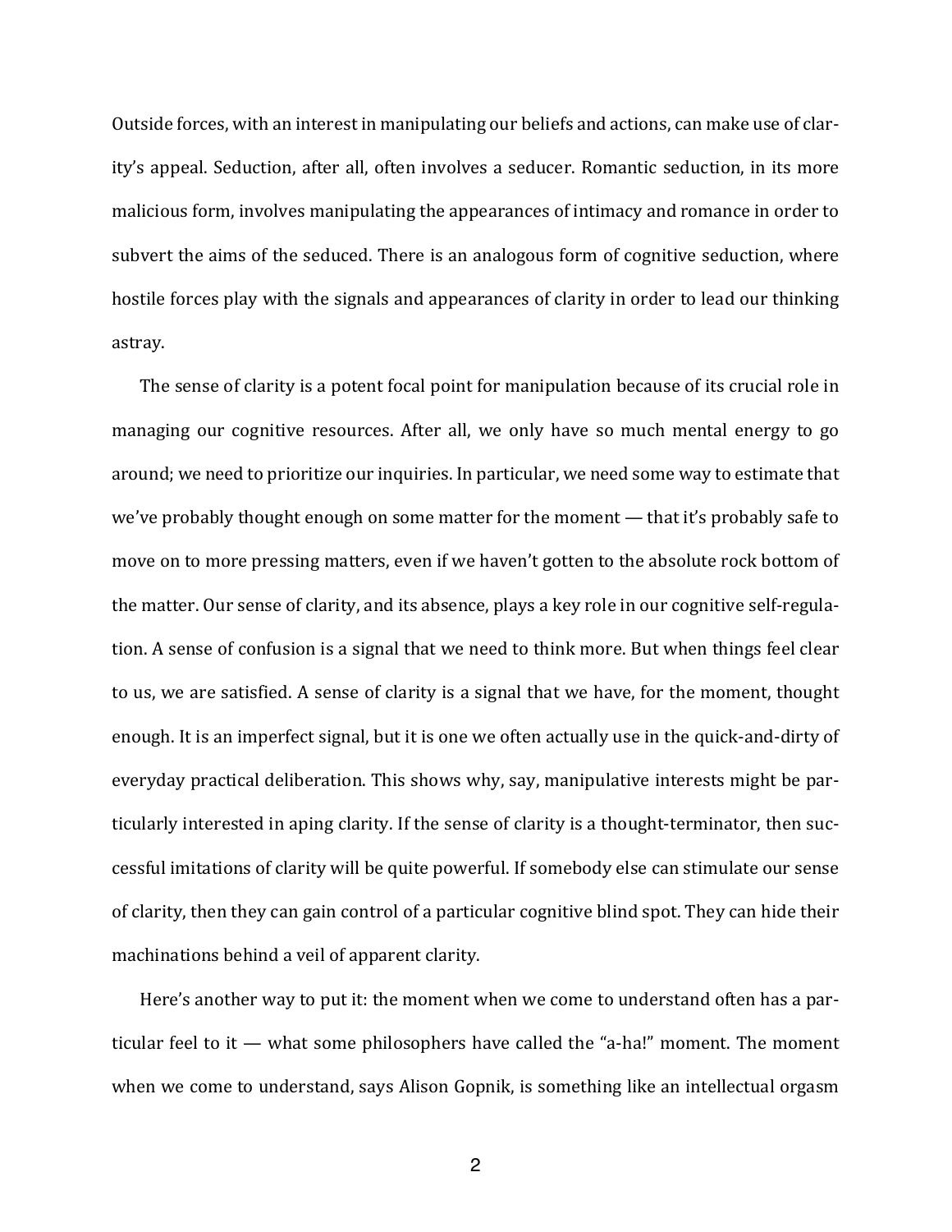Outside forces, with an interest in manipulating our beliefs and actions, can make use of clarity's appeal. Seduction, after all, often involves a seducer. Romantic seduction, in its more malicious form, involves manipulating the appearances of intimacy and romance in order to subvert the aims of the seduced. There is an analogous form of cognitive seduction, where hostile forces play with the signals and appearances of clarity in order to lead our thinking astray.

The sense of clarity is a potent focal point for manipulation because of its crucial role in managing our cognitive resources. After all, we only have so much mental energy to go around; we need to prioritize our inquiries. In particular, we need some way to estimate that we've probably thought enough on some matter for the moment — that it's probably safe to move on to more pressing matters, even if we haven't gotten to the absolute rock bottom of the matter. Our sense of clarity, and its absence, plays a key role in our cognitive self-regulation. A sense of confusion is a signal that we need to think more. But when things feel clear to us, we are satisfied. A sense of clarity is a signal that we have, for the moment, thought enough. It is an imperfect signal, but it is one we often actually use in the quick-and-dirty of everyday practical deliberation. This shows why, say, manipulative interests might be particularly interested in aping clarity. If the sense of clarity is a thought-terminator, then successful imitations of clarity will be quite powerful. If somebody else can stimulate our sense of clarity, then they can gain control of a particular cognitive blind spot. They can hide their machinations behind a veil of apparent clarity.

Here's another way to put it: the moment when we come to understand often has a particular feel to it — what some philosophers have called the "a-ha!" moment. The moment when we come to understand, says Alison Gopnik, is something like an intellectual orgasm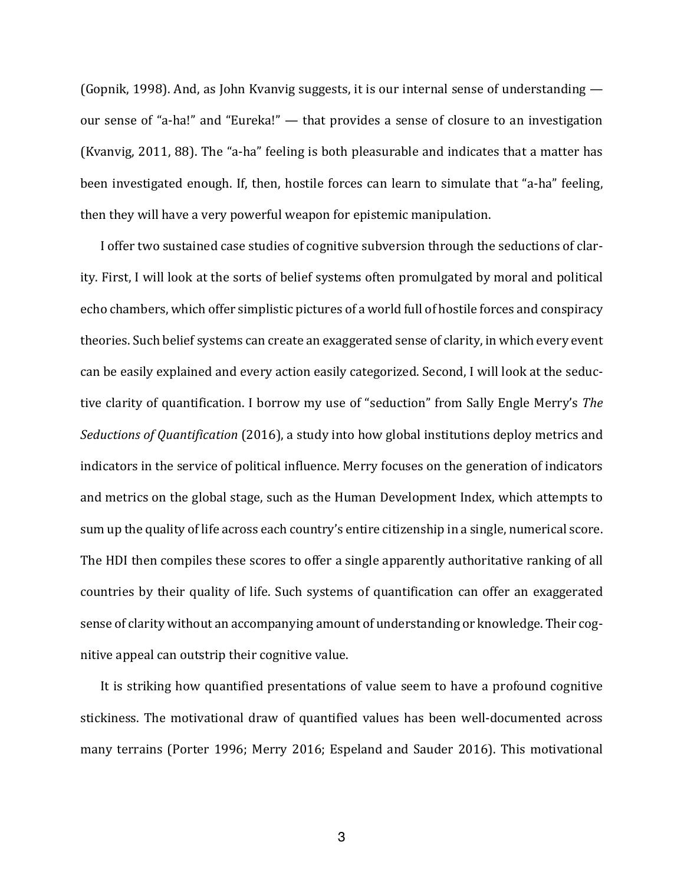(Gopnik, 1998). And, as John Kvanvig suggests, it is our internal sense of understanding — our sense of "a-ha!" and "Eureka!" — that provides a sense of closure to an investigation (Kvanvig, 2011, 88). The "a-ha" feeling is both pleasurable and indicates that a matter has been investigated enough. If, then, hostile forces can learn to simulate that "a-ha" feeling, then they will have a very powerful weapon for epistemic manipulation.

I offer two sustained case studies of cognitive subversion through the seductions of clarity. First, I will look at the sorts of belief systems often promulgated by moral and political echo chambers, which offer simplistic pictures of a world full of hostile forces and conspiracy theories. Such belief systems can create an exaggerated sense of clarity, in which every event can be easily explained and every action easily categorized. Second, I will look at the seductive clarity of quantification. I borrow my use of "seduction" from Sally Engle Merry's *The Seductions of Quantification* (2016), a study into how global institutions deploy metrics and indicators in the service of political influence. Merry focuses on the generation of indicators and metrics on the global stage, such as the Human Development Index, which attempts to sum up the quality of life across each country's entire citizenship in a single, numerical score. The HDI then compiles these scores to offer a single apparently authoritative ranking of all countries by their quality of life. Such systems of quantification can offer an exaggerated sense of clarity without an accompanying amount of understanding or knowledge. Their cognitive appeal can outstrip their cognitive value.

It is striking how quantified presentations of value seem to have a profound cognitive stickiness. The motivational draw of quantified values has been well-documented across many terrains (Porter 1996; Merry 2016; Espeland and Sauder 2016). This motivational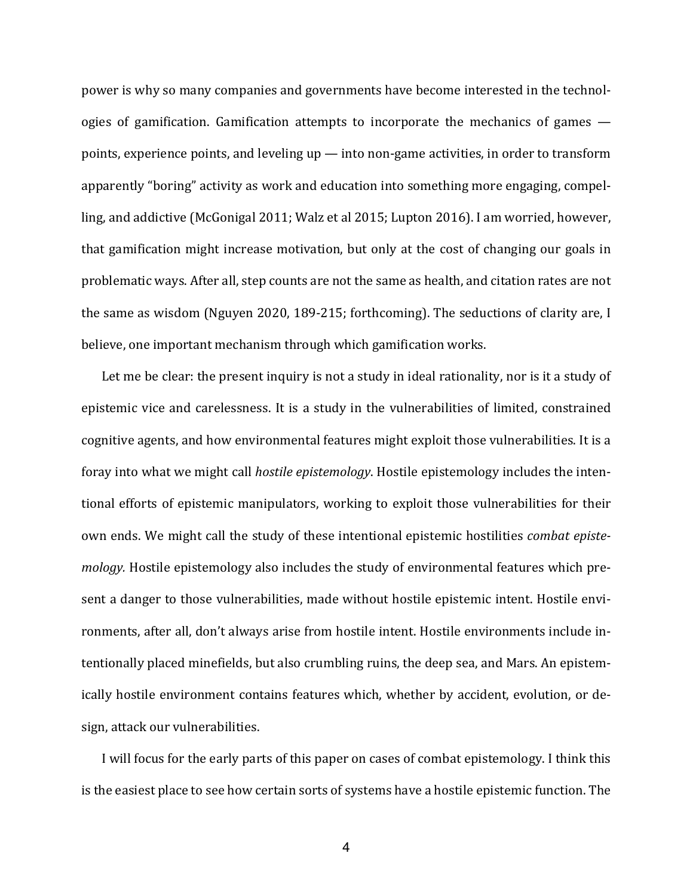power is why so many companies and governments have become interested in the technologies of gamification. Gamification attempts to incorporate the mechanics of games — points, experience points, and leveling up — into non-game activities, in order to transform apparently "boring" activity as work and education into something more engaging, compelling, and addictive (McGonigal 2011; Walz et al 2015; Lupton 2016). I am worried, however, that gamification might increase motivation, but only at the cost of changing our goals in problematic ways. After all, step counts are not the same as health, and citation rates are not the same as wisdom (Nguyen 2020, 189-215; forthcoming). The seductions of clarity are, I believe, one important mechanism through which gamification works.

Let me be clear: the present inquiry is not a study in ideal rationality, nor is it a study of epistemic vice and carelessness. It is a study in the vulnerabilities of limited, constrained cognitive agents, and how environmental features might exploit those vulnerabilities. It is a foray into what we might call *hostile epistemology*. Hostile epistemology includes the intentional efforts of epistemic manipulators, working to exploit those vulnerabilities for their own ends. We might call the study of these intentional epistemic hostilities *combat epistemology.* Hostile epistemology also includes the study of environmental features which present a danger to those vulnerabilities, made without hostile epistemic intent. Hostile environments, after all, don't always arise from hostile intent. Hostile environments include intentionally placed minefields, but also crumbling ruins, the deep sea, and Mars. An epistemically hostile environment contains features which, whether by accident, evolution, or design, attack our vulnerabilities.

I will focus for the early parts of this paper on cases of combat epistemology. I think this is the easiest place to see how certain sorts of systems have a hostile epistemic function. The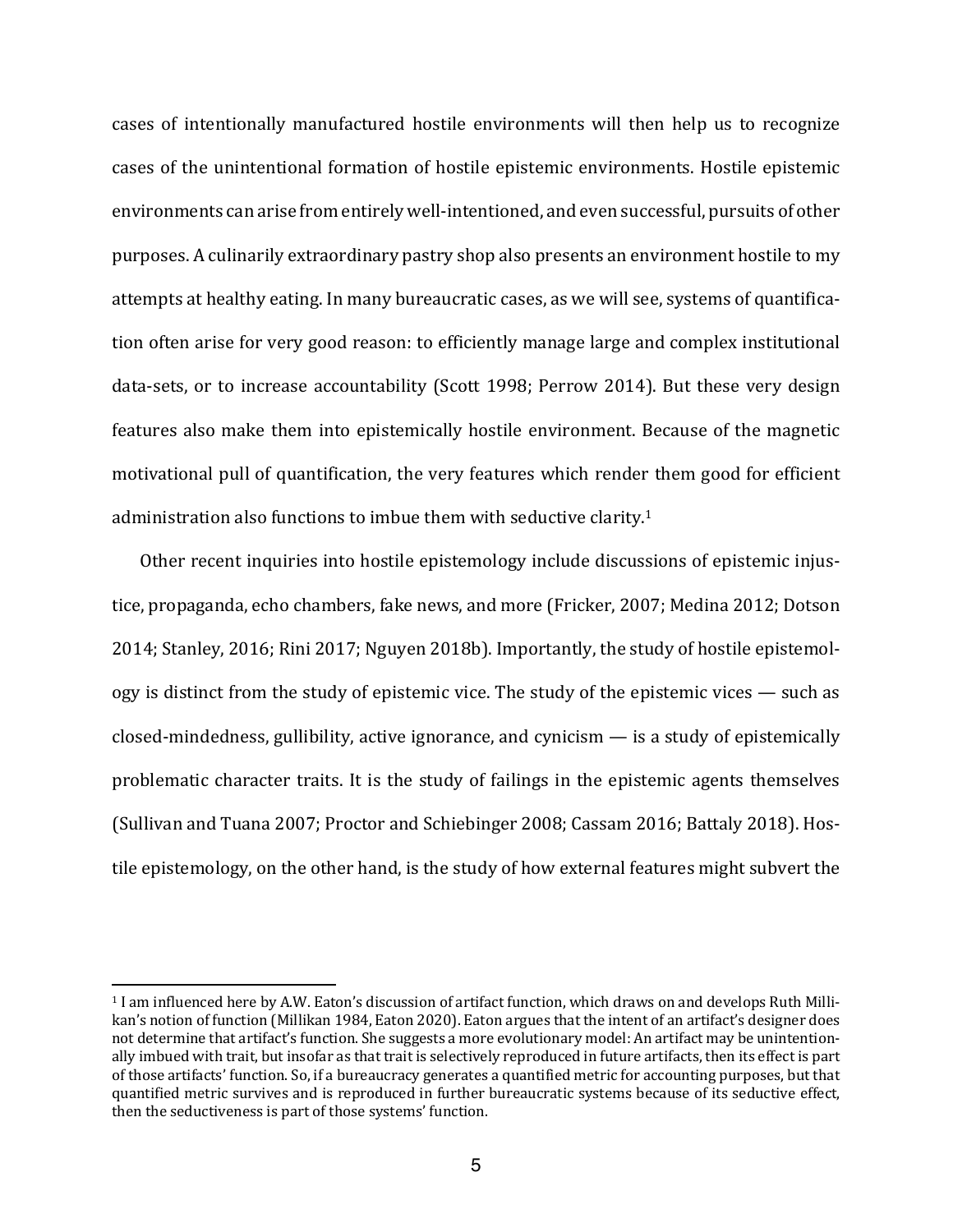cases of intentionally manufactured hostile environments will then help us to recognize cases of the unintentional formation of hostile epistemic environments. Hostile epistemic environments can arise from entirely well-intentioned, and even successful, pursuits of other purposes. A culinarily extraordinary pastry shop also presents an environment hostile to my attempts at healthy eating. In many bureaucratic cases, as we will see, systems of quantification often arise for very good reason: to efficiently manage large and complex institutional data-sets, or to increase accountability (Scott 1998; Perrow 2014). But these very design features also make them into epistemically hostile environment. Because of the magnetic motivational pull of quantification, the very features which render them good for efficient administration also functions to imbue them with seductive clarity.[1]

Other recent inquiries into hostile epistemology include discussions of epistemic injustice, propaganda, echo chambers, fake news, and more (Fricker, 2007; Medina 2012; Dotson 2014; Stanley, 2016; Rini 2017; Nguyen 2018b). Importantly, the study of hostile epistemology is distinct from the study of epistemic vice. The study of the epistemic vices — such as closed-mindedness, gullibility, active ignorance, and cynicism — is a study of epistemically problematic character traits. It is the study of failings in the epistemic agents themselves (Sullivan and Tuana 2007; Proctor and Schiebinger 2008; Cassam 2016; Battaly 2018). Hostile epistemology, on the other hand, is the study of how external features might subvert the

[1] I am influenced here by A.W. Eaton's discussion of artifact function, which draws on and develops Ruth Millikan's notion of function (Millikan 1984, Eaton 2020). Eaton argues that the intent of an artifact's designer does not determine that artifact's function. She suggests a more evolutionary model: An artifact may be unintentionally imbued with trait, but insofar as that trait is selectively reproduced in future artifacts, then its effect is part of those artifacts' function. So, if a bureaucracy generates a quantified metric for accounting purposes, but that quantified metric survives and is reproduced in further bureaucratic systems because of its seductive effect, then the seductiveness is part of those systems' function.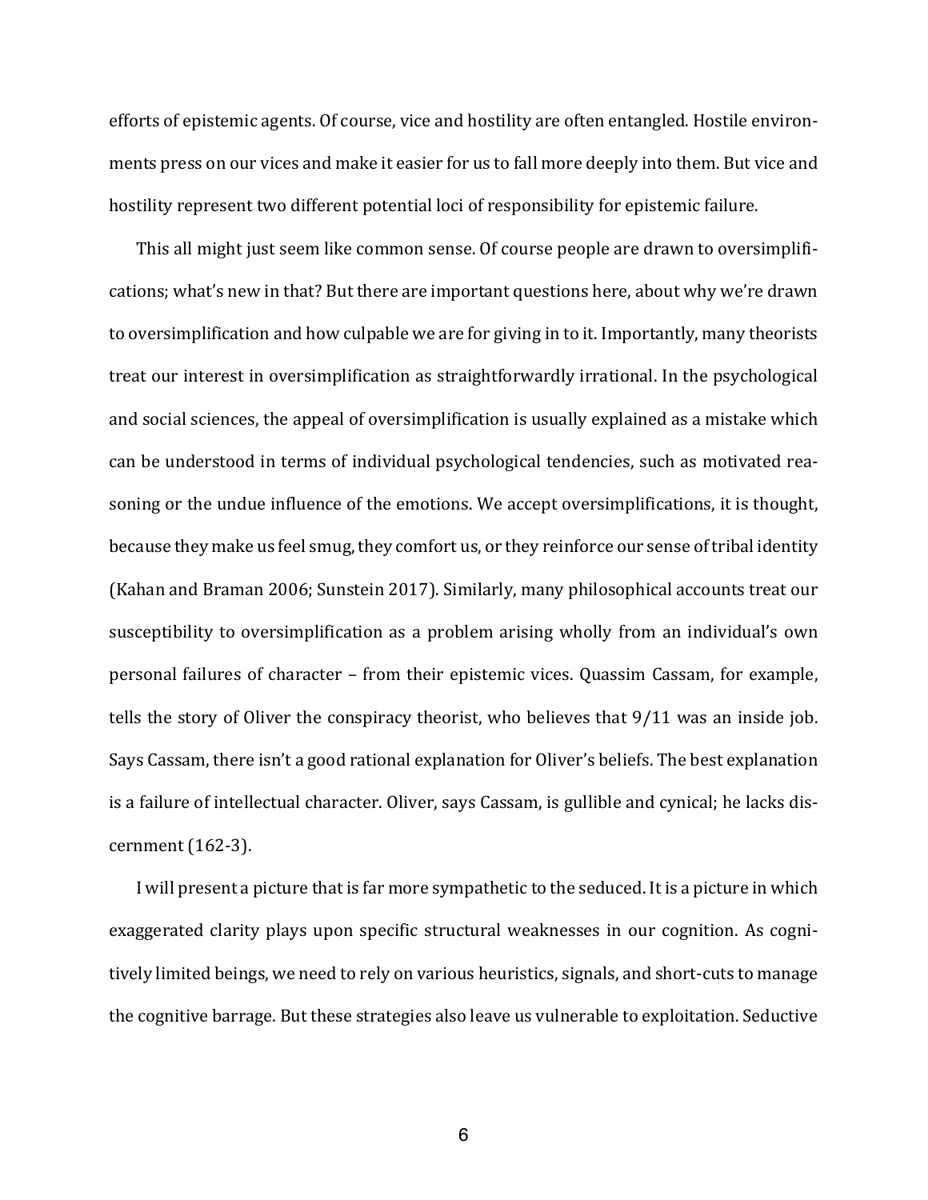efforts of epistemic agents. Of course, vice and hostility are often entangled. Hostile environments press on our vices and make it easier for us to fall more deeply into them. But vice and hostility represent two different potential loci of responsibility for epistemic failure.

This all might just seem like common sense. Of course people are drawn to oversimplifications; what's new in that? But there are important questions here, about why we're drawn to oversimplification and how culpable we are for giving in to it. Importantly, many theorists treat our interest in oversimplification as straightforwardly irrational. In the psychological and social sciences, the appeal of oversimplification is usually explained as a mistake which can be understood in terms of individual psychological tendencies, such as motivated reasoning or the undue influence of the emotions. We accept oversimplifications, it is thought, because they make us feel smug, they comfort us, or they reinforce our sense of tribal identity (Kahan and Braman 2006; Sunstein 2017). Similarly, many philosophical accounts treat our susceptibility to oversimplification as a problem arising wholly from an individual's own personal failures of character – from their epistemic vices. Quassim Cassam, for example, tells the story of Oliver the conspiracy theorist, who believes that 9/11 was an inside job. Says Cassam, there isn't a good rational explanation for Oliver's beliefs. The best explanation is a failure of intellectual character. Oliver, says Cassam, is gullible and cynical; he lacks discernment (162-3).

I will present a picture that is far more sympathetic to the seduced. It is a picture in which exaggerated clarity plays upon specific structural weaknesses in our cognition. As cognitively limited beings, we need to rely on various heuristics, signals, and short-cuts to manage the cognitive barrage. But these strategies also leave us vulnerable to exploitation. Seductive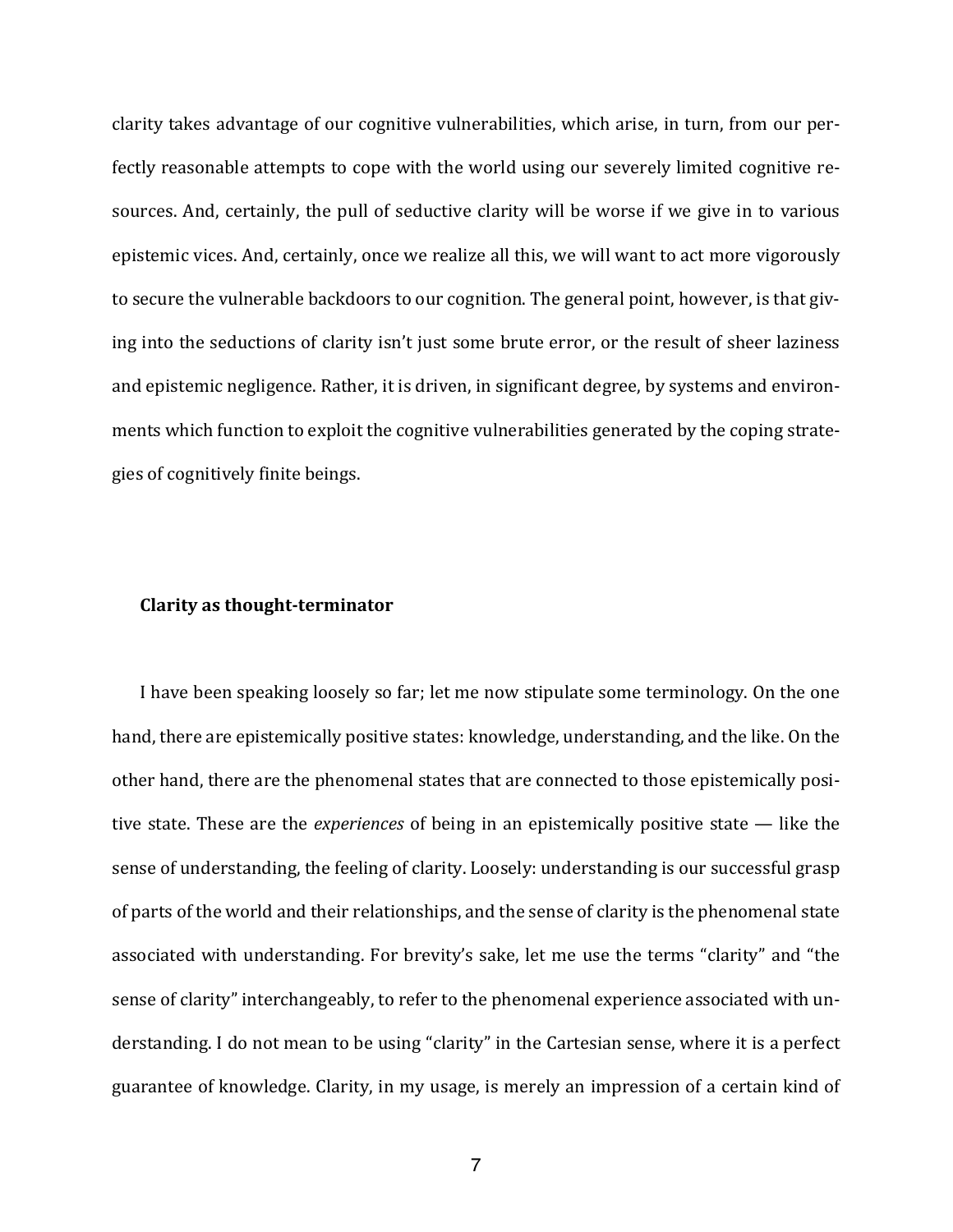clarity takes advantage of our cognitive vulnerabilities, which arise, in turn, from our perfectly reasonable attempts to cope with the world using our severely limited cognitive resources. And, certainly, the pull of seductive clarity will be worse if we give in to various epistemic vices. And, certainly, once we realize all this, we will want to act more vigorously to secure the vulnerable backdoors to our cognition. The general point, however, is that giving into the seductions of clarity isn't just some brute error, or the result of sheer laziness and epistemic negligence. Rather, it is driven, in significant degree, by systems and environments which function to exploit the cognitive vulnerabilities generated by the coping strategies of cognitively finite beings.

### Clarity as thought-terminator

I have been speaking loosely so far; let me now stipulate some terminology. On the one hand, there are epistemically positive states: knowledge, understanding, and the like. On the other hand, there are the phenomenal states that are connected to those epistemically positive state. These are the *experiences* of being in an epistemically positive state — like the sense of understanding, the feeling of clarity. Loosely: understanding is our successful grasp of parts of the world and their relationships, and the sense of clarity is the phenomenal state associated with understanding. For brevity's sake, let me use the terms "clarity" and "the sense of clarity" interchangeably, to refer to the phenomenal experience associated with understanding. I do not mean to be using "clarity" in the Cartesian sense, where it is a perfect guarantee of knowledge. Clarity, in my usage, is merely an impression of a certain kind of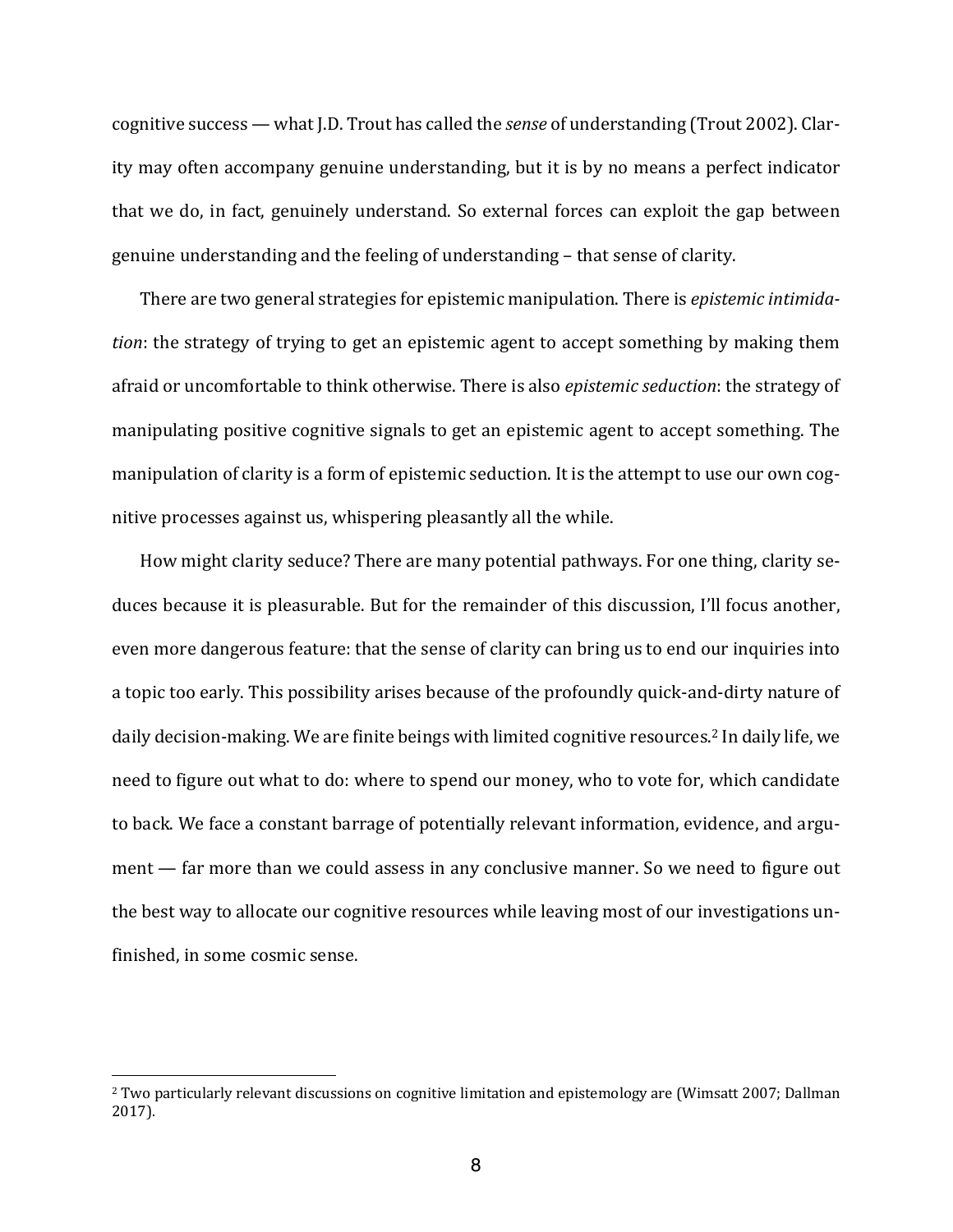cognitive success — what J.D. Trout has called the *sense* of understanding (Trout 2002). Clarity may often accompany genuine understanding, but it is by no means a perfect indicator that we do, in fact, genuinely understand. So external forces can exploit the gap between genuine understanding and the feeling of understanding – that sense of clarity.

There are two general strategies for epistemic manipulation. There is *epistemic intimidation*: the strategy of trying to get an epistemic agent to accept something by making them afraid or uncomfortable to think otherwise. There is also *epistemic seduction*: the strategy of manipulating positive cognitive signals to get an epistemic agent to accept something. The manipulation of clarity is a form of epistemic seduction. It is the attempt to use our own cognitive processes against us, whispering pleasantly all the while.

How might clarity seduce? There are many potential pathways. For one thing, clarity seduces because it is pleasurable. But for the remainder of this discussion, I'll focus another, even more dangerous feature: that the sense of clarity can bring us to end our inquiries into a topic too early. This possibility arises because of the profoundly quick-and-dirty nature of daily decision-making. We are finite beings with limited cognitive resources.[2] In daily life, we need to figure out what to do: where to spend our money, who to vote for, which candidate to back. We face a constant barrage of potentially relevant information, evidence, and argument — far more than we could assess in any conclusive manner. So we need to figure out the best way to allocate our cognitive resources while leaving most of our investigations unfinished, in some cosmic sense.

[2] Two particularly relevant discussions on cognitive limitation and epistemology are (Wimsatt 2007; Dallman 2017).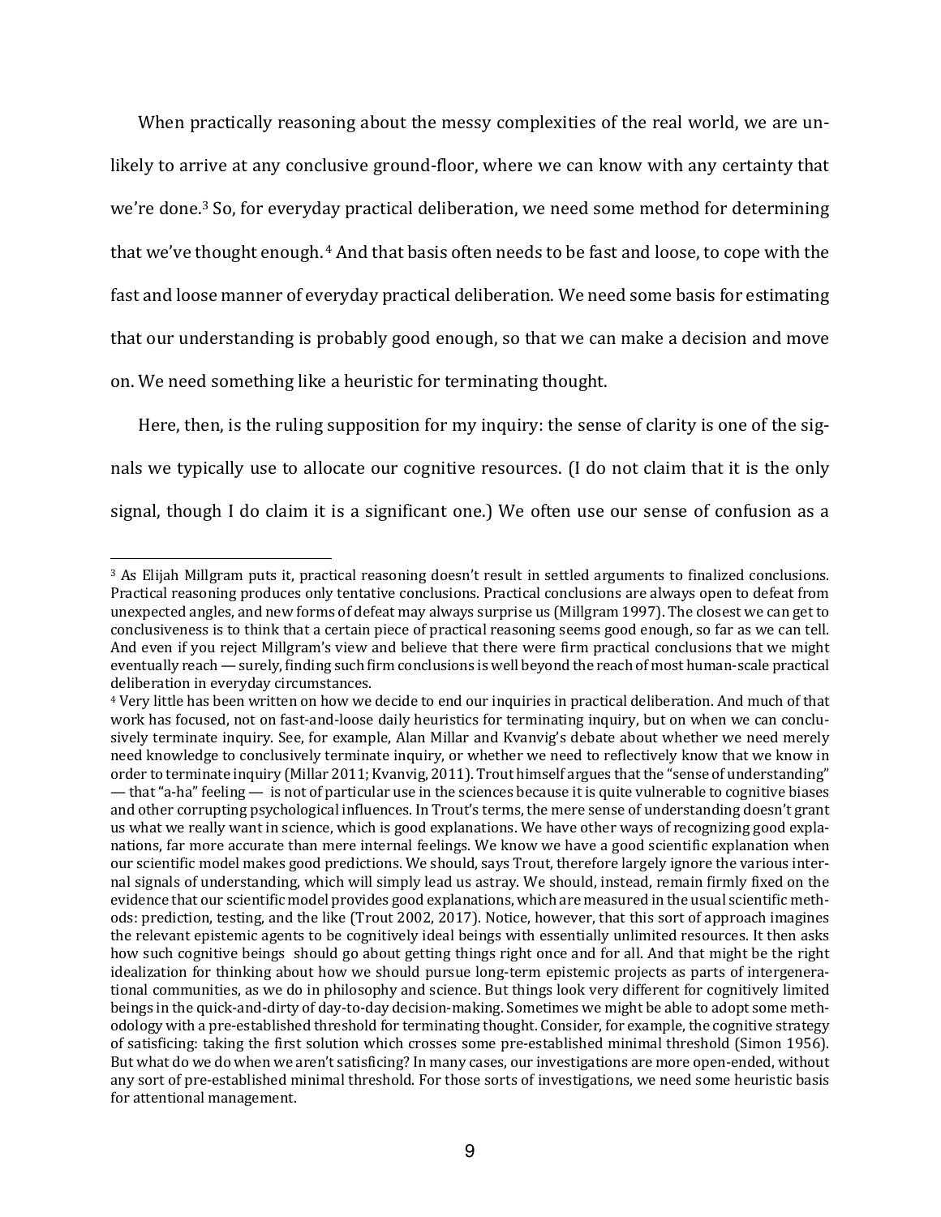When practically reasoning about the messy complexities of the real world, we are unlikely to arrive at any conclusive ground-floor, where we can know with any certainty that we're done.[3] So, for everyday practical deliberation, we need some method for determining that we've thought enough.[4] And that basis often needs to be fast and loose, to cope with the fast and loose manner of everyday practical deliberation. We need some basis for estimating that our understanding is probably good enough, so that we can make a decision and move on. We need something like a heuristic for terminating thought.

Here, then, is the ruling supposition for my inquiry: the sense of clarity is one of the signals we typically use to allocate our cognitive resources. (I do not claim that it is the only signal, though I do claim it is a significant one.) We often use our sense of confusion as a

---

[3] As Elijah Millgram puts it, practical reasoning doesn't result in settled arguments to finalized conclusions. Practical reasoning produces only tentative conclusions. Practical conclusions are always open to defeat from unexpected angles, and new forms of defeat may always surprise us (Millgram 1997). The closest we can get to conclusiveness is to think that a certain piece of practical reasoning seems good enough, so far as we can tell. And even if you reject Millgram's view and believe that there were firm practical conclusions that we might eventually reach — surely, finding such firm conclusions is well beyond the reach of most human-scale practical deliberation in everyday circumstances.

[4] Very little has been written on how we decide to end our inquiries in practical deliberation. And much of that work has focused, not on fast-and-loose daily heuristics for terminating inquiry, but on when we can conclusively terminate inquiry. See, for example, Alan Millar and Kvanvig's debate about whether we need merely need knowledge to conclusively terminate inquiry, or whether we need to reflectively know that we know in order to terminate inquiry (Millar 2011; Kvanvig, 2011). Trout himself argues that the "sense of understanding" — that "a-ha" feeling — is not of particular use in the sciences because it is quite vulnerable to cognitive biases and other corrupting psychological influences. In Trout's terms, the mere sense of understanding doesn't grant us what we really want in science, which is good explanations. We have other ways of recognizing good explanations, far more accurate than mere internal feelings. We know we have a good scientific explanation when our scientific model makes good predictions. We should, says Trout, therefore largely ignore the various internal signals of understanding, which will simply lead us astray. We should, instead, remain firmly fixed on the evidence that our scientific model provides good explanations, which are measured in the usual scientific methods: prediction, testing, and the like (Trout 2002, 2017). Notice, however, that this sort of approach imagines the relevant epistemic agents to be cognitively ideal beings with essentially unlimited resources. It then asks how such cognitive beings should go about getting things right once and for all. And that might be the right idealization for thinking about how we should pursue long-term epistemic projects as parts of intergenerational communities, as we do in philosophy and science. But things look very different for cognitively limited beings in the quick-and-dirty of day-to-day decision-making. Sometimes we might be able to adopt some methodology with a pre-established threshold for terminating thought. Consider, for example, the cognitive strategy of satisficing: taking the first solution which crosses some pre-established minimal threshold (Simon 1956). But what do we do when we aren't satisficing? In many cases, our investigations are more open-ended, without any sort of pre-established minimal threshold. For those sorts of investigations, we need some heuristic basis for attentional management.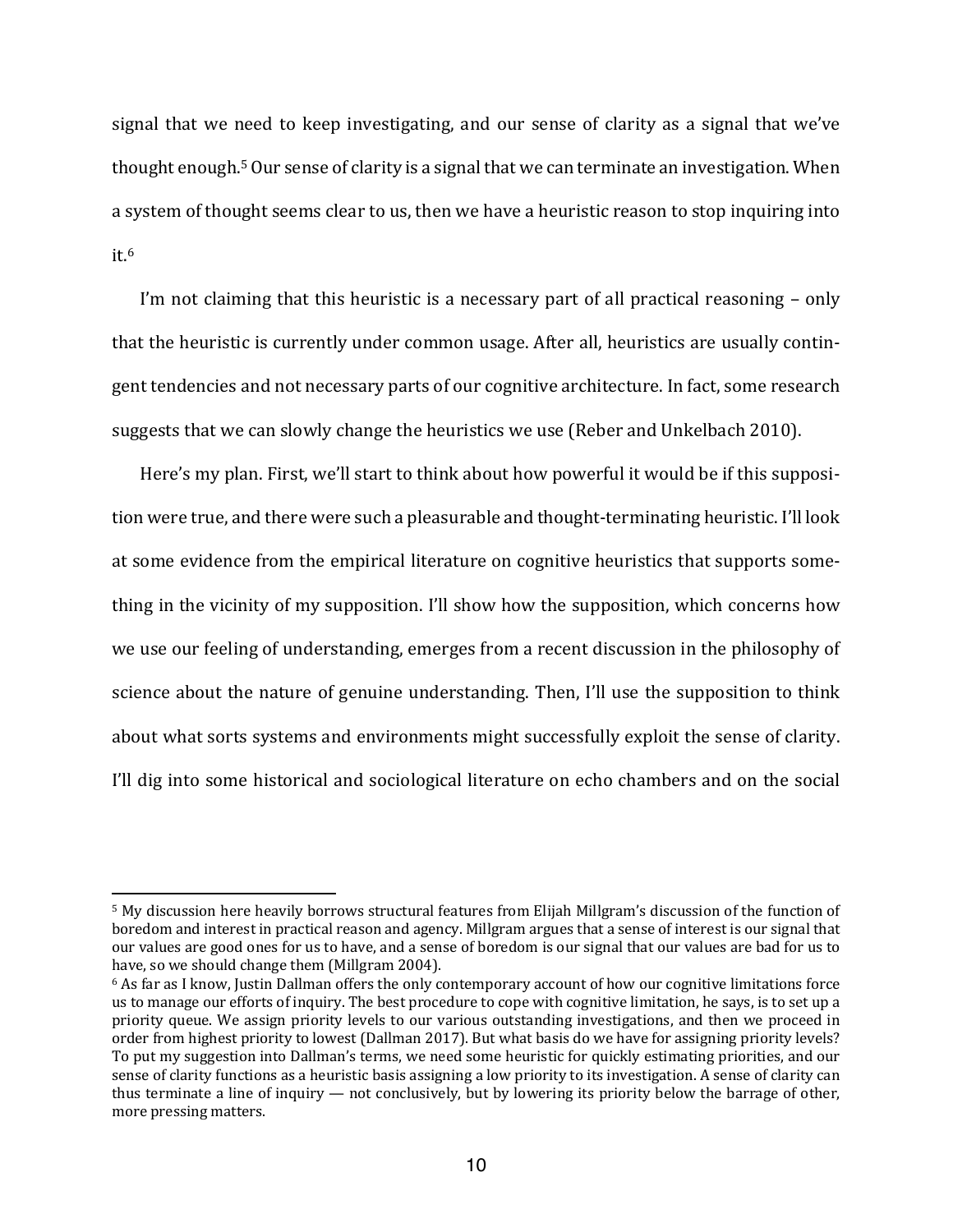signal that we need to keep investigating, and our sense of clarity as a signal that we've thought enough.[5] Our sense of clarity is a signal that we can terminate an investigation. When a system of thought seems clear to us, then we have a heuristic reason to stop inquiring into it.[6]

I'm not claiming that this heuristic is a necessary part of all practical reasoning – only that the heuristic is currently under common usage. After all, heuristics are usually contingent tendencies and not necessary parts of our cognitive architecture. In fact, some research suggests that we can slowly change the heuristics we use (Reber and Unkelbach 2010).

Here's my plan. First, we'll start to think about how powerful it would be if this supposition were true, and there were such a pleasurable and thought-terminating heuristic. I'll look at some evidence from the empirical literature on cognitive heuristics that supports something in the vicinity of my supposition. I'll show how the supposition, which concerns how we use our feeling of understanding, emerges from a recent discussion in the philosophy of science about the nature of genuine understanding. Then, I'll use the supposition to think about what sorts systems and environments might successfully exploit the sense of clarity. I'll dig into some historical and sociological literature on echo chambers and on the social

---

[5] My discussion here heavily borrows structural features from Elijah Millgram's discussion of the function of boredom and interest in practical reason and agency. Millgram argues that a sense of interest is our signal that our values are good ones for us to have, and a sense of boredom is our signal that our values are bad for us to have, so we should change them (Millgram 2004).

[6] As far as I know, Justin Dallman offers the only contemporary account of how our cognitive limitations force us to manage our efforts of inquiry. The best procedure to cope with cognitive limitation, he says, is to set up a priority queue. We assign priority levels to our various outstanding investigations, and then we proceed in order from highest priority to lowest (Dallman 2017). But what basis do we have for assigning priority levels? To put my suggestion into Dallman's terms, we need some heuristic for quickly estimating priorities, and our sense of clarity functions as a heuristic basis assigning a low priority to its investigation. A sense of clarity can thus terminate a line of inquiry — not conclusively, but by lowering its priority below the barrage of other, more pressing matters.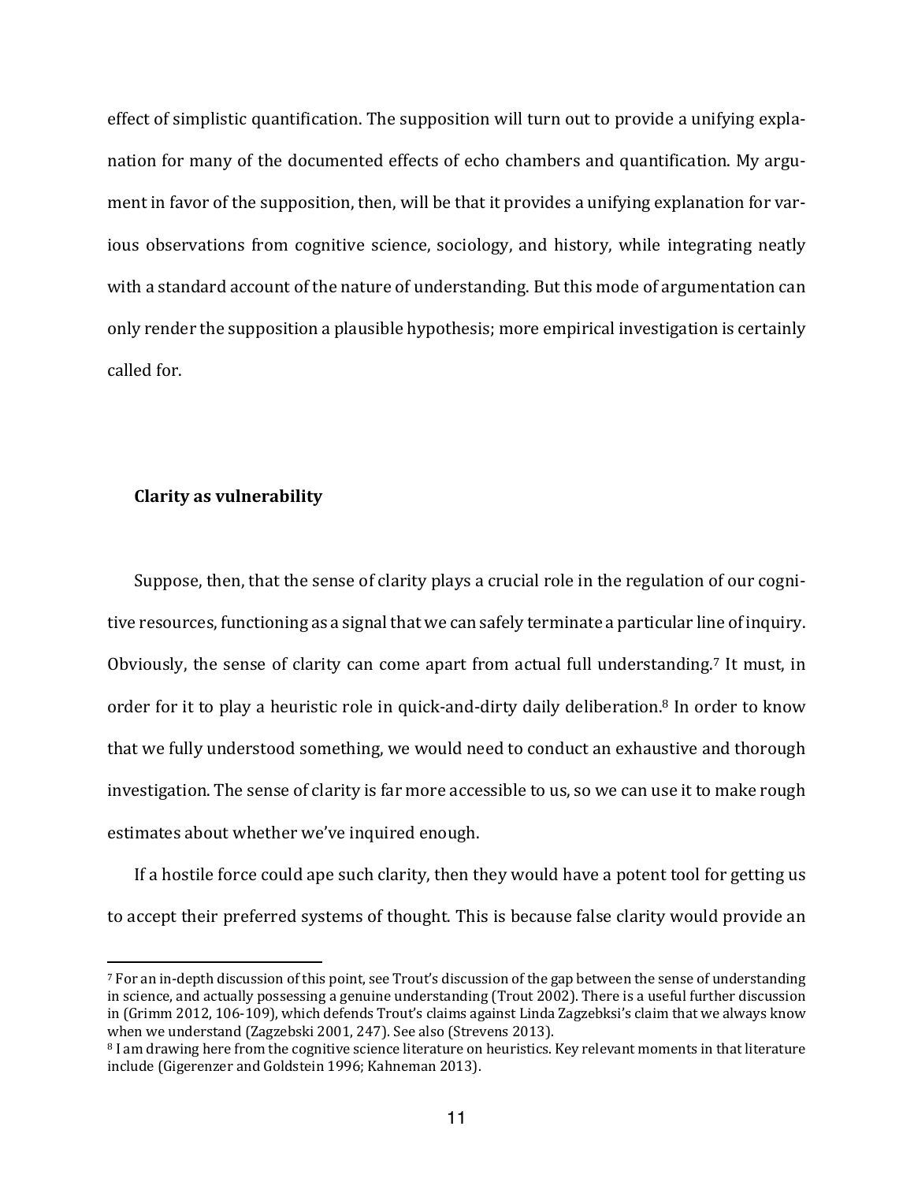effect of simplistic quantification. The supposition will turn out to provide a unifying explanation for many of the documented effects of echo chambers and quantification. My argument in favor of the supposition, then, will be that it provides a unifying explanation for various observations from cognitive science, sociology, and history, while integrating neatly with a standard account of the nature of understanding. But this mode of argumentation can only render the supposition a plausible hypothesis; more empirical investigation is certainly called for.

## Clarity as vulnerability

Suppose, then, that the sense of clarity plays a crucial role in the regulation of our cognitive resources, functioning as a signal that we can safely terminate a particular line of inquiry. Obviously, the sense of clarity can come apart from actual full understanding.[7] It must, in order for it to play a heuristic role in quick-and-dirty daily deliberation.[8] In order to know that we fully understood something, we would need to conduct an exhaustive and thorough investigation. The sense of clarity is far more accessible to us, so we can use it to make rough estimates about whether we've inquired enough.

If a hostile force could ape such clarity, then they would have a potent tool for getting us to accept their preferred systems of thought. This is because false clarity would provide an

[7] For an in-depth discussion of this point, see Trout's discussion of the gap between the sense of understanding in science, and actually possessing a genuine understanding (Trout 2002). There is a useful further discussion in (Grimm 2012, 106-109), which defends Trout's claims against Linda Zagzebksi's claim that we always know when we understand (Zagzebski 2001, 247). See also (Strevens 2013).

[8] I am drawing here from the cognitive science literature on heuristics. Key relevant moments in that literature include (Gigerenzer and Goldstein 1996; Kahneman 2013).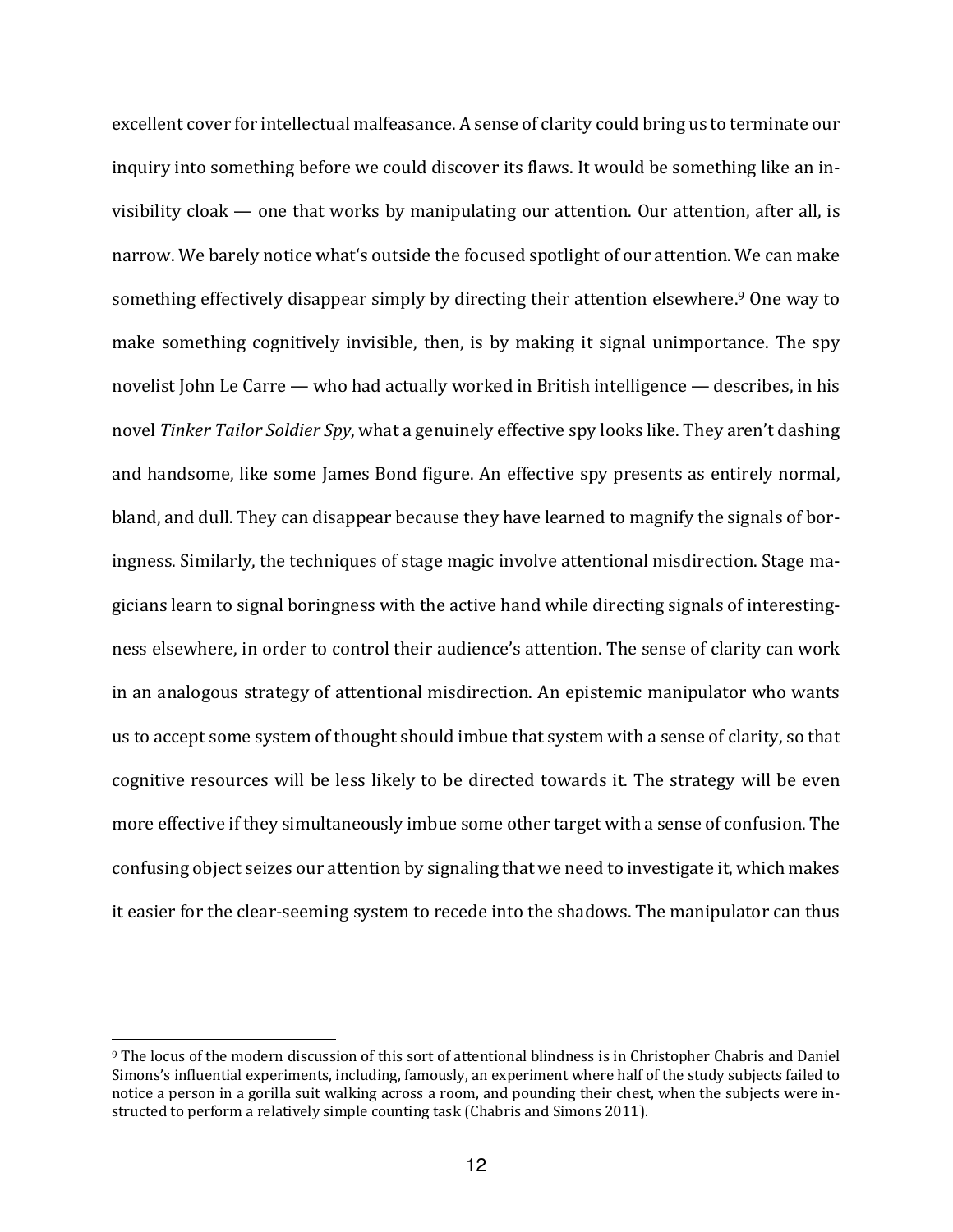excellent cover for intellectual malfeasance. A sense of clarity could bring us to terminate our inquiry into something before we could discover its flaws. It would be something like an invisibility cloak — one that works by manipulating our attention. Our attention, after all, is narrow. We barely notice what's outside the focused spotlight of our attention. We can make something effectively disappear simply by directing their attention elsewhere.[9] One way to make something cognitively invisible, then, is by making it signal unimportance. The spy novelist John Le Carre — who had actually worked in British intelligence — describes, in his novel *Tinker Tailor Soldier Spy*, what a genuinely effective spy looks like. They aren't dashing and handsome, like some James Bond figure. An effective spy presents as entirely normal, bland, and dull. They can disappear because they have learned to magnify the signals of boringness. Similarly, the techniques of stage magic involve attentional misdirection. Stage magicians learn to signal boringness with the active hand while directing signals of interestingness elsewhere, in order to control their audience's attention. The sense of clarity can work in an analogous strategy of attentional misdirection. An epistemic manipulator who wants us to accept some system of thought should imbue that system with a sense of clarity, so that cognitive resources will be less likely to be directed towards it. The strategy will be even more effective if they simultaneously imbue some other target with a sense of confusion. The confusing object seizes our attention by signaling that we need to investigate it, which makes it easier for the clear-seeming system to recede into the shadows. The manipulator can thus

[9] The locus of the modern discussion of this sort of attentional blindness is in Christopher Chabris and Daniel Simons's influential experiments, including, famously, an experiment where half of the study subjects failed to notice a person in a gorilla suit walking across a room, and pounding their chest, when the subjects were instructed to perform a relatively simple counting task (Chabris and Simons 2011).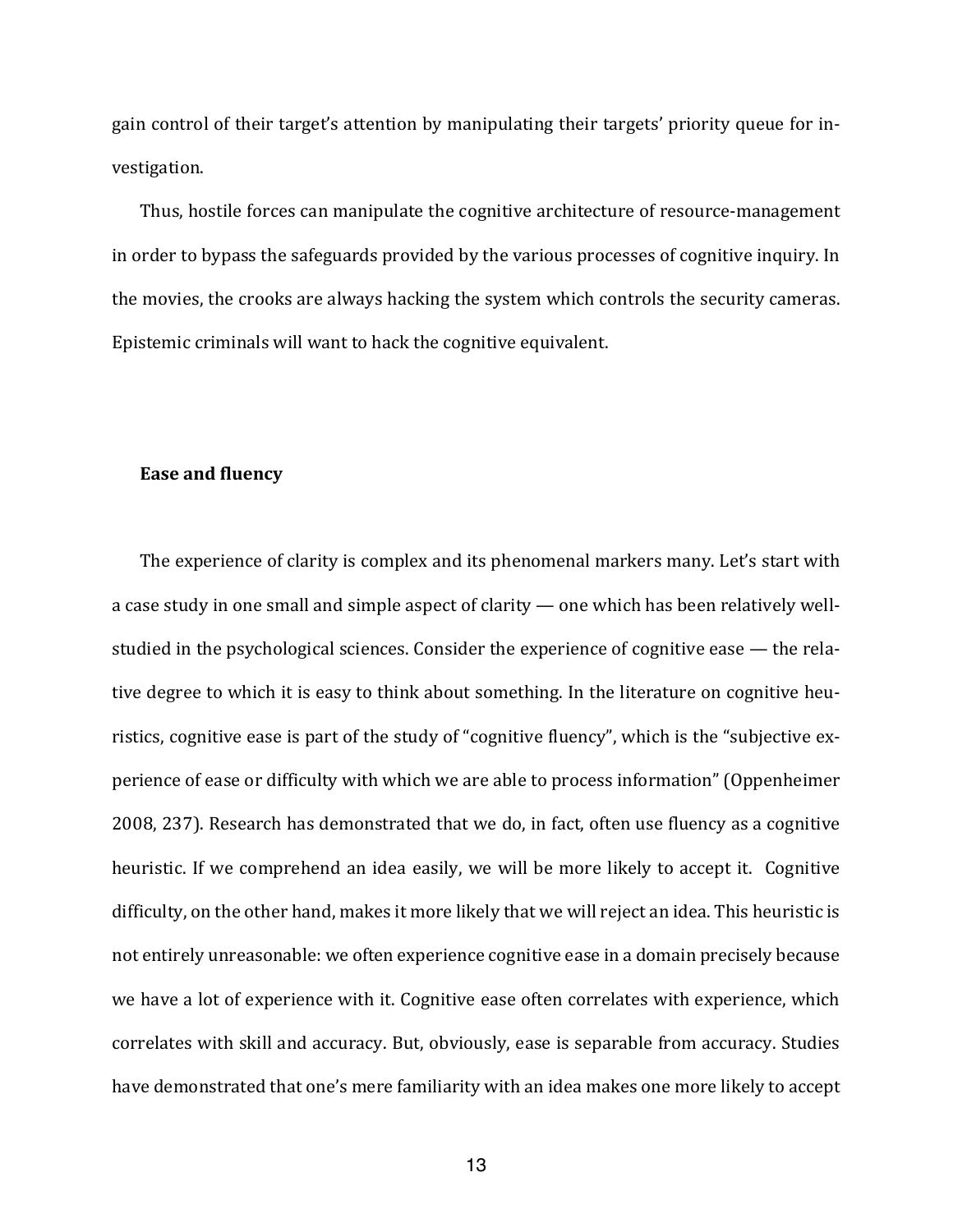gain control of their target's attention by manipulating their targets' priority queue for investigation.

Thus, hostile forces can manipulate the cognitive architecture of resource-management in order to bypass the safeguards provided by the various processes of cognitive inquiry. In the movies, the crooks are always hacking the system which controls the security cameras. Epistemic criminals will want to hack the cognitive equivalent.

### Ease and fluency

The experience of clarity is complex and its phenomenal markers many. Let's start with a case study in one small and simple aspect of clarity — one which has been relatively well-studied in the psychological sciences. Consider the experience of cognitive ease — the relative degree to which it is easy to think about something. In the literature on cognitive heuristics, cognitive ease is part of the study of "cognitive fluency", which is the "subjective experience of ease or difficulty with which we are able to process information" (Oppenheimer 2008, 237). Research has demonstrated that we do, in fact, often use fluency as a cognitive heuristic. If we comprehend an idea easily, we will be more likely to accept it. Cognitive difficulty, on the other hand, makes it more likely that we will reject an idea. This heuristic is not entirely unreasonable: we often experience cognitive ease in a domain precisely because we have a lot of experience with it. Cognitive ease often correlates with experience, which correlates with skill and accuracy. But, obviously, ease is separable from accuracy. Studies have demonstrated that one's mere familiarity with an idea makes one more likely to accept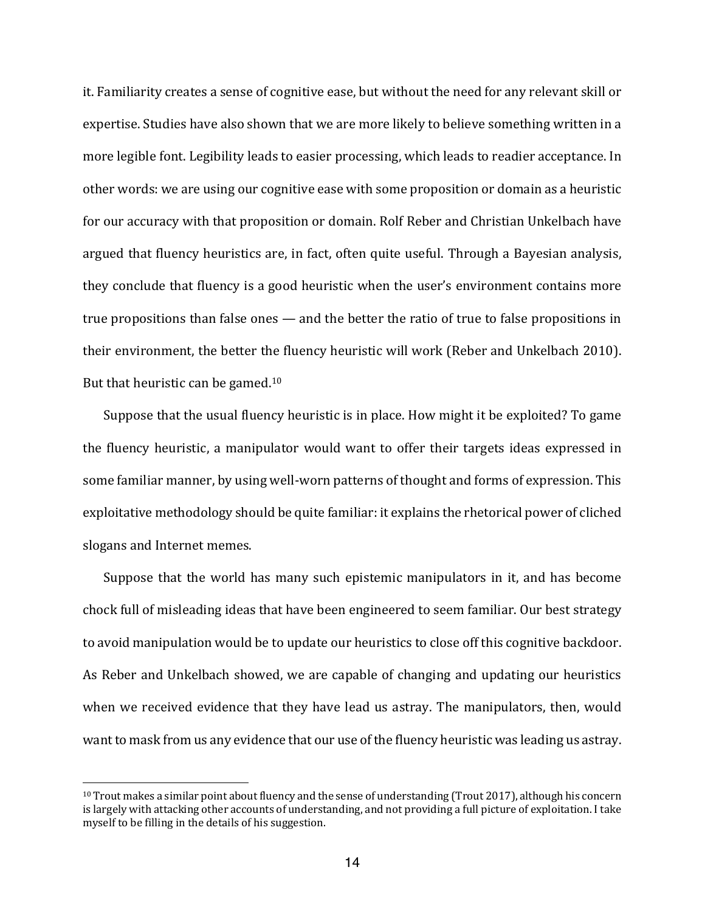it. Familiarity creates a sense of cognitive ease, but without the need for any relevant skill or expertise. Studies have also shown that we are more likely to believe something written in a more legible font. Legibility leads to easier processing, which leads to readier acceptance. In other words: we are using our cognitive ease with some proposition or domain as a heuristic for our accuracy with that proposition or domain. Rolf Reber and Christian Unkelbach have argued that fluency heuristics are, in fact, often quite useful. Through a Bayesian analysis, they conclude that fluency is a good heuristic when the user's environment contains more true propositions than false ones — and the better the ratio of true to false propositions in their environment, the better the fluency heuristic will work (Reber and Unkelbach 2010). But that heuristic can be gamed.[10]

Suppose that the usual fluency heuristic is in place. How might it be exploited? To game the fluency heuristic, a manipulator would want to offer their targets ideas expressed in some familiar manner, by using well-worn patterns of thought and forms of expression. This exploitative methodology should be quite familiar: it explains the rhetorical power of cliched slogans and Internet memes.

Suppose that the world has many such epistemic manipulators in it, and has become chock full of misleading ideas that have been engineered to seem familiar. Our best strategy to avoid manipulation would be to update our heuristics to close off this cognitive backdoor. As Reber and Unkelbach showed, we are capable of changing and updating our heuristics when we received evidence that they have lead us astray. The manipulators, then, would want to mask from us any evidence that our use of the fluency heuristic was leading us astray.

---

[10] Trout makes a similar point about fluency and the sense of understanding (Trout 2017), although his concern is largely with attacking other accounts of understanding, and not providing a full picture of exploitation. I take myself to be filling in the details of his suggestion.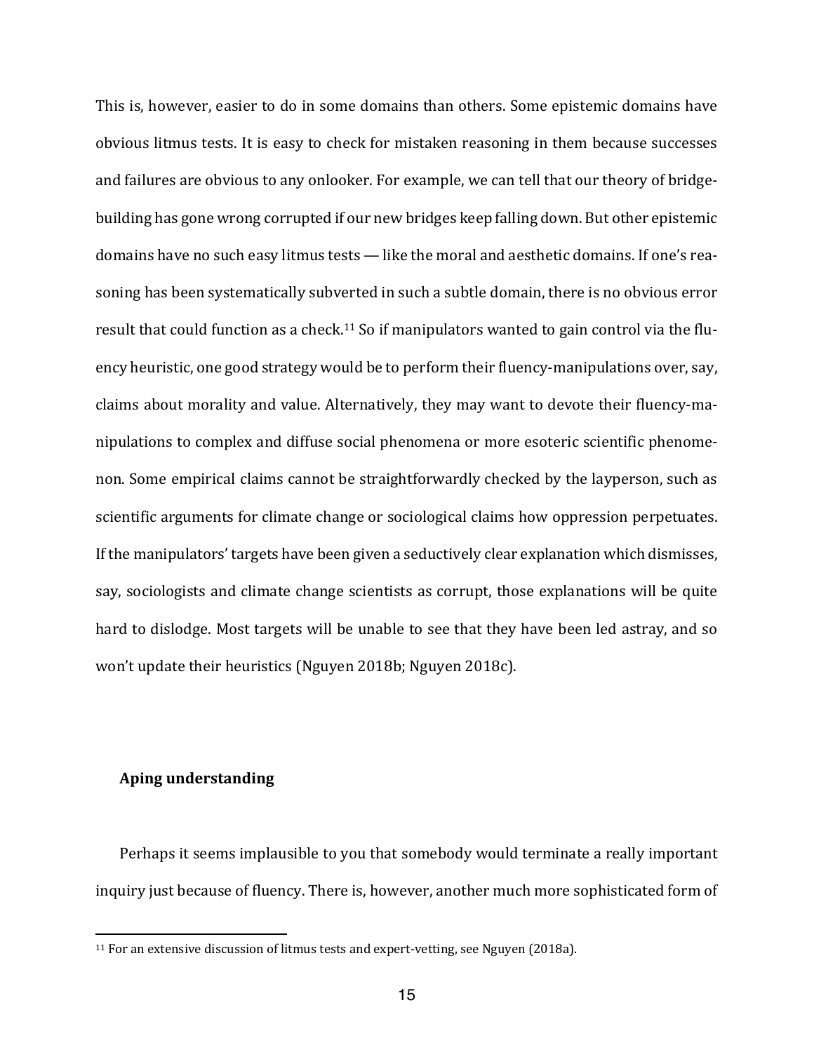This is, however, easier to do in some domains than others. Some epistemic domains have obvious litmus tests. It is easy to check for mistaken reasoning in them because successes and failures are obvious to any onlooker. For example, we can tell that our theory of bridge-building has gone wrong corrupted if our new bridges keep falling down. But other epistemic domains have no such easy litmus tests — like the moral and aesthetic domains. If one's reasoning has been systematically subverted in such a subtle domain, there is no obvious error result that could function as a check.[11] So if manipulators wanted to gain control via the fluency heuristic, one good strategy would be to perform their fluency-manipulations over, say, claims about morality and value. Alternatively, they may want to devote their fluency-manipulations to complex and diffuse social phenomena or more esoteric scientific phenomenon. Some empirical claims cannot be straightforwardly checked by the layperson, such as scientific arguments for climate change or sociological claims how oppression perpetuates. If the manipulators' targets have been given a seductively clear explanation which dismisses, say, sociologists and climate change scientists as corrupt, those explanations will be quite hard to dislodge. Most targets will be unable to see that they have been led astray, and so won't update their heuristics (Nguyen 2018b; Nguyen 2018c).

## Aping understanding

Perhaps it seems implausible to you that somebody would terminate a really important inquiry just because of fluency. There is, however, another much more sophisticated form of

[11] For an extensive discussion of litmus tests and expert-vetting, see Nguyen (2018a).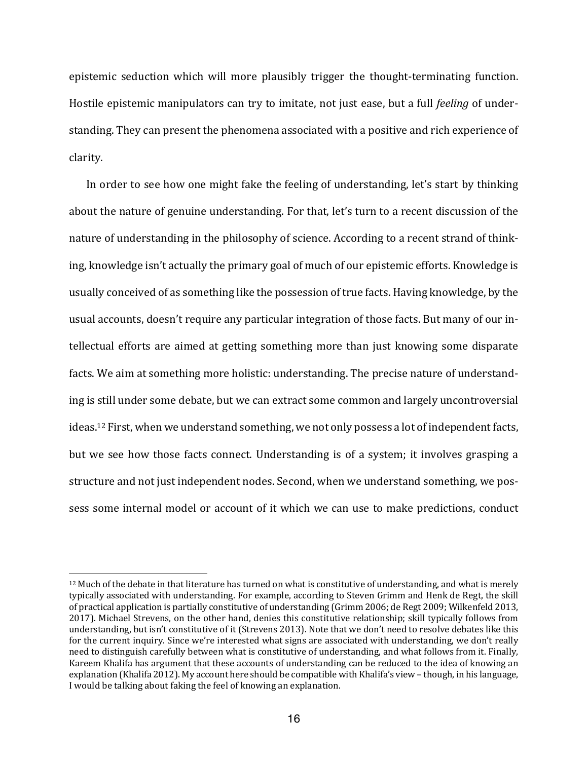epistemic seduction which will more plausibly trigger the thought-terminating function. Hostile epistemic manipulators can try to imitate, not just ease, but a full *feeling* of understanding. They can present the phenomena associated with a positive and rich experience of clarity.

In order to see how one might fake the feeling of understanding, let's start by thinking about the nature of genuine understanding. For that, let's turn to a recent discussion of the nature of understanding in the philosophy of science. According to a recent strand of thinking, knowledge isn't actually the primary goal of much of our epistemic efforts. Knowledge is usually conceived of as something like the possession of true facts. Having knowledge, by the usual accounts, doesn't require any particular integration of those facts. But many of our intellectual efforts are aimed at getting something more than just knowing some disparate facts. We aim at something more holistic: understanding. The precise nature of understanding is still under some debate, but we can extract some common and largely uncontroversial ideas.[12] First, when we understand something, we not only possess a lot of independent facts, but we see how those facts connect. Understanding is of a system; it involves grasping a structure and not just independent nodes. Second, when we understand something, we possess some internal model or account of it which we can use to make predictions, conduct

[12] Much of the debate in that literature has turned on what is constitutive of understanding, and what is merely typically associated with understanding. For example, according to Steven Grimm and Henk de Regt, the skill of practical application is partially constitutive of understanding (Grimm 2006; de Regt 2009; Wilkenfeld 2013, 2017). Michael Strevens, on the other hand, denies this constitutive relationship; skill typically follows from understanding, but isn't constitutive of it (Strevens 2013). Note that we don't need to resolve debates like this for the current inquiry. Since we're interested what signs are associated with understanding, we don't really need to distinguish carefully between what is constitutive of understanding, and what follows from it. Finally, Kareem Khalifa has argument that these accounts of understanding can be reduced to the idea of knowing an explanation (Khalifa 2012). My account here should be compatible with Khalifa's view – though, in his language, I would be talking about faking the feel of knowing an explanation.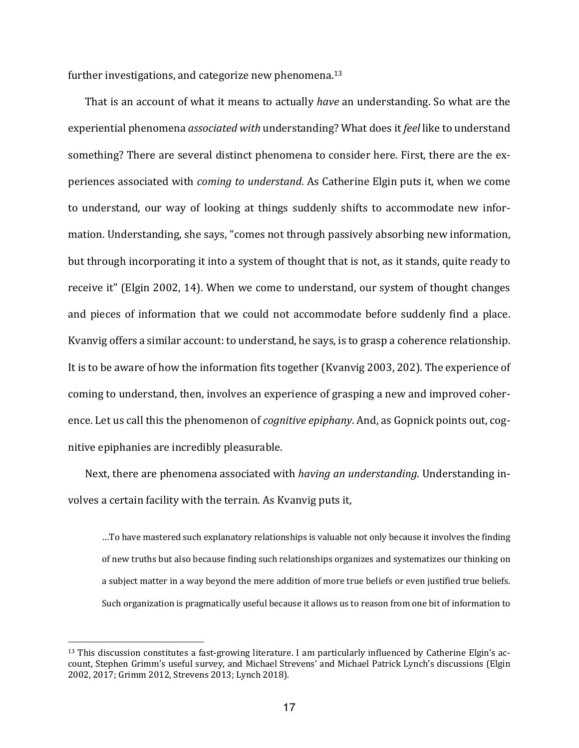further investigations, and categorize new phenomena.[13]

That is an account of what it means to actually *have* an understanding. So what are the experiential phenomena *associated with* understanding? What does it *feel* like to understand something? There are several distinct phenomena to consider here. First, there are the experiences associated with *coming to understand*. As Catherine Elgin puts it, when we come to understand, our way of looking at things suddenly shifts to accommodate new information. Understanding, she says, "comes not through passively absorbing new information, but through incorporating it into a system of thought that is not, as it stands, quite ready to receive it" (Elgin 2002, 14). When we come to understand, our system of thought changes and pieces of information that we could not accommodate before suddenly find a place. Kvanvig offers a similar account: to understand, he says, is to grasp a coherence relationship. It is to be aware of how the information fits together (Kvanvig 2003, 202). The experience of coming to understand, then, involves an experience of grasping a new and improved coherence. Let us call this the phenomenon of *cognitive epiphany*. And, as Gopnick points out, cognitive epiphanies are incredibly pleasurable.

Next, there are phenomena associated with *having an understanding*. Understanding involves a certain facility with the terrain. As Kvanvig puts it,

> …To have mastered such explanatory relationships is valuable not only because it involves the finding of new truths but also because finding such relationships organizes and systematizes our thinking on a subject matter in a way beyond the mere addition of more true beliefs or even justified true beliefs. Such organization is pragmatically useful because it allows us to reason from one bit of information to

[13] This discussion constitutes a fast-growing literature. I am particularly influenced by Catherine Elgin's account, Stephen Grimm's useful survey, and Michael Strevens' and Michael Patrick Lynch's discussions (Elgin 2002, 2017; Grimm 2012, Strevens 2013; Lynch 2018).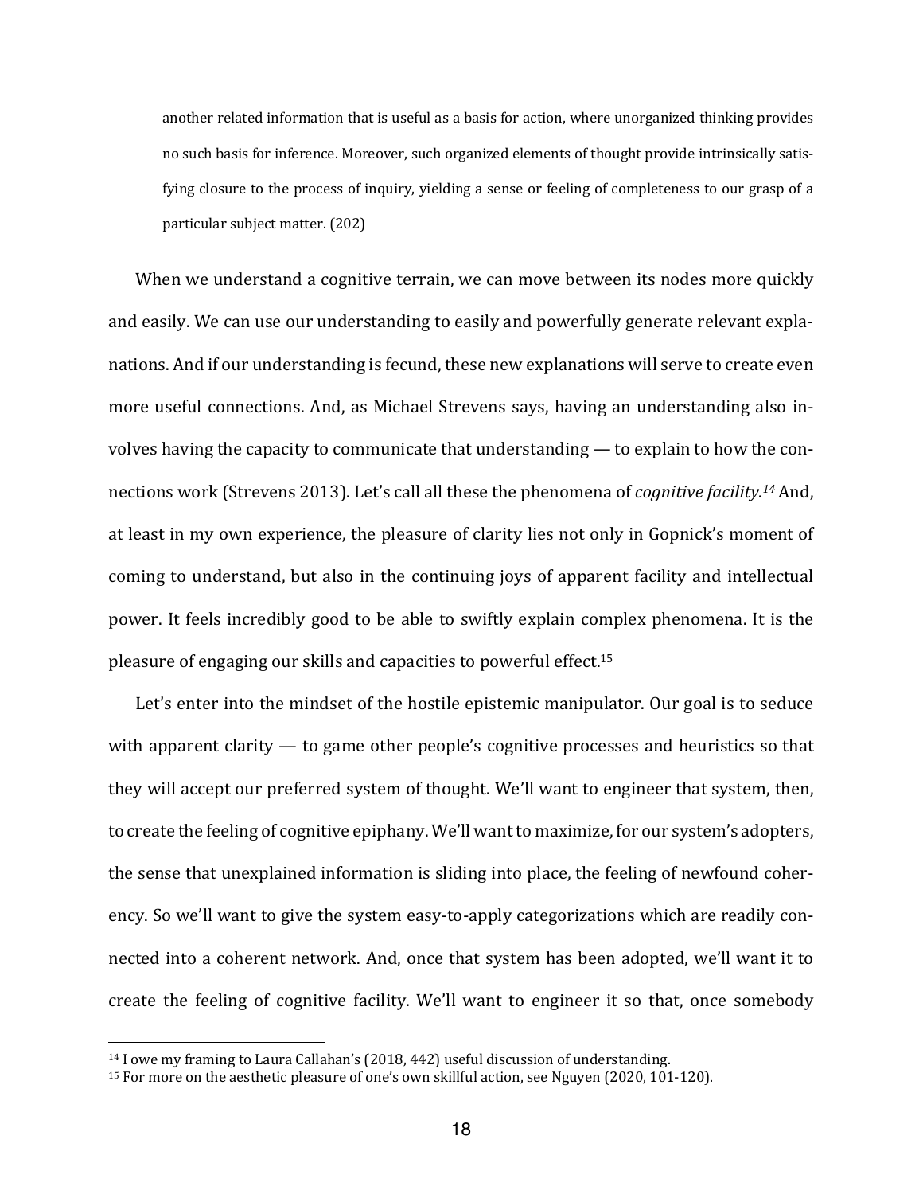> another related information that is useful as a basis for action, where unorganized thinking provides no such basis for inference. Moreover, such organized elements of thought provide intrinsically satisfying closure to the process of inquiry, yielding a sense or feeling of completeness to our grasp of a particular subject matter. (202)

When we understand a cognitive terrain, we can move between its nodes more quickly and easily. We can use our understanding to easily and powerfully generate relevant explanations. And if our understanding is fecund, these new explanations will serve to create even more useful connections. And, as Michael Strevens says, having an understanding also involves having the capacity to communicate that understanding — to explain to how the connections work (Strevens 2013). Let's call all these the phenomena of *cognitive facility.*[14] And, at least in my own experience, the pleasure of clarity lies not only in Gopnick's moment of coming to understand, but also in the continuing joys of apparent facility and intellectual power. It feels incredibly good to be able to swiftly explain complex phenomena. It is the pleasure of engaging our skills and capacities to powerful effect.[15]

Let's enter into the mindset of the hostile epistemic manipulator. Our goal is to seduce with apparent clarity — to game other people's cognitive processes and heuristics so that they will accept our preferred system of thought. We'll want to engineer that system, then, to create the feeling of cognitive epiphany. We'll want to maximize, for our system's adopters, the sense that unexplained information is sliding into place, the feeling of newfound coherency. So we'll want to give the system easy-to-apply categorizations which are readily connected into a coherent network. And, once that system has been adopted, we'll want it to create the feeling of cognitive facility. We'll want to engineer it so that, once somebody

[14] I owe my framing to Laura Callahan's (2018, 442) useful discussion of understanding.

[15] For more on the aesthetic pleasure of one's own skillful action, see Nguyen (2020, 101-120).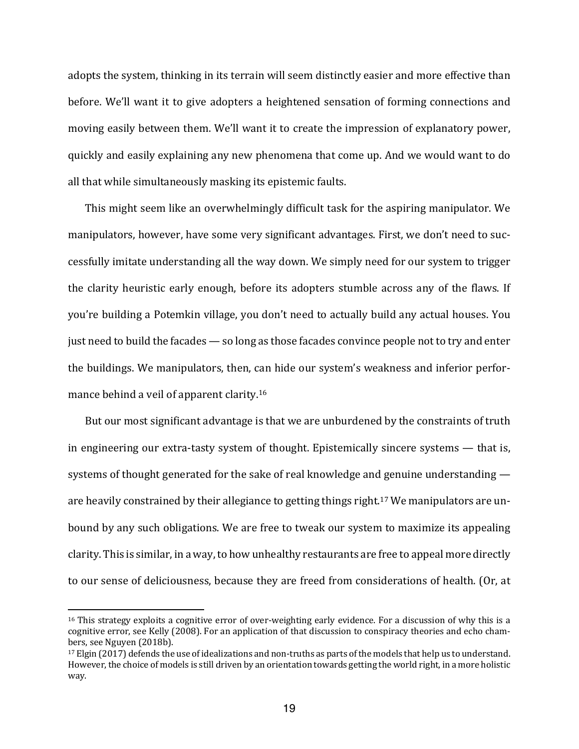adopts the system, thinking in its terrain will seem distinctly easier and more effective than before. We'll want it to give adopters a heightened sensation of forming connections and moving easily between them. We'll want it to create the impression of explanatory power, quickly and easily explaining any new phenomena that come up. And we would want to do all that while simultaneously masking its epistemic faults.

This might seem like an overwhelmingly difficult task for the aspiring manipulator. We manipulators, however, have some very significant advantages. First, we don't need to successfully imitate understanding all the way down. We simply need for our system to trigger the clarity heuristic early enough, before its adopters stumble across any of the flaws. If you're building a Potemkin village, you don't need to actually build any actual houses. You just need to build the facades — so long as those facades convince people not to try and enter the buildings. We manipulators, then, can hide our system's weakness and inferior performance behind a veil of apparent clarity.[16]

But our most significant advantage is that we are unburdened by the constraints of truth in engineering our extra-tasty system of thought. Epistemically sincere systems — that is, systems of thought generated for the sake of real knowledge and genuine understanding — are heavily constrained by their allegiance to getting things right.[17] We manipulators are unbound by any such obligations. We are free to tweak our system to maximize its appealing clarity. This is similar, in a way, to how unhealthy restaurants are free to appeal more directly to our sense of deliciousness, because they are freed from considerations of health. (Or, at

---

[16] This strategy exploits a cognitive error of over-weighting early evidence. For a discussion of why this is a cognitive error, see Kelly (2008). For an application of that discussion to conspiracy theories and echo chambers, see Nguyen (2018b).

[17] Elgin (2017) defends the use of idealizations and non-truths as parts of the models that help us to understand. However, the choice of models is still driven by an orientation towards getting the world right, in a more holistic way.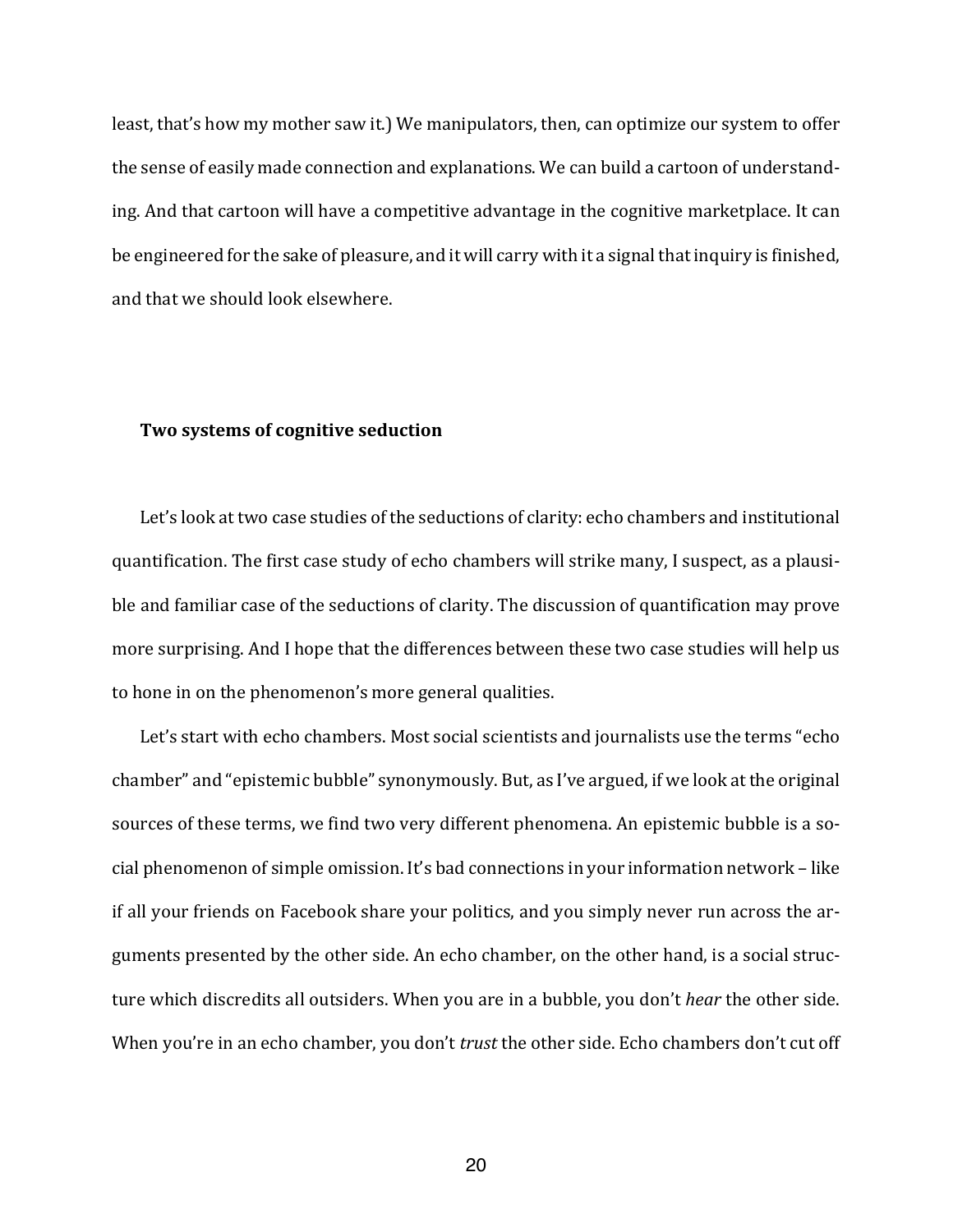least, that's how my mother saw it.) We manipulators, then, can optimize our system to offer the sense of easily made connection and explanations. We can build a cartoon of understanding. And that cartoon will have a competitive advantage in the cognitive marketplace. It can be engineered for the sake of pleasure, and it will carry with it a signal that inquiry is finished, and that we should look elsewhere.

### Two systems of cognitive seduction

Let's look at two case studies of the seductions of clarity: echo chambers and institutional quantification. The first case study of echo chambers will strike many, I suspect, as a plausible and familiar case of the seductions of clarity. The discussion of quantification may prove more surprising. And I hope that the differences between these two case studies will help us to hone in on the phenomenon's more general qualities.

Let's start with echo chambers. Most social scientists and journalists use the terms "echo chamber" and "epistemic bubble" synonymously. But, as I've argued, if we look at the original sources of these terms, we find two very different phenomena. An epistemic bubble is a social phenomenon of simple omission. It's bad connections in your information network – like if all your friends on Facebook share your politics, and you simply never run across the arguments presented by the other side. An echo chamber, on the other hand, is a social structure which discredits all outsiders. When you are in a bubble, you don't *hear* the other side. When you're in an echo chamber, you don't *trust* the other side. Echo chambers don't cut off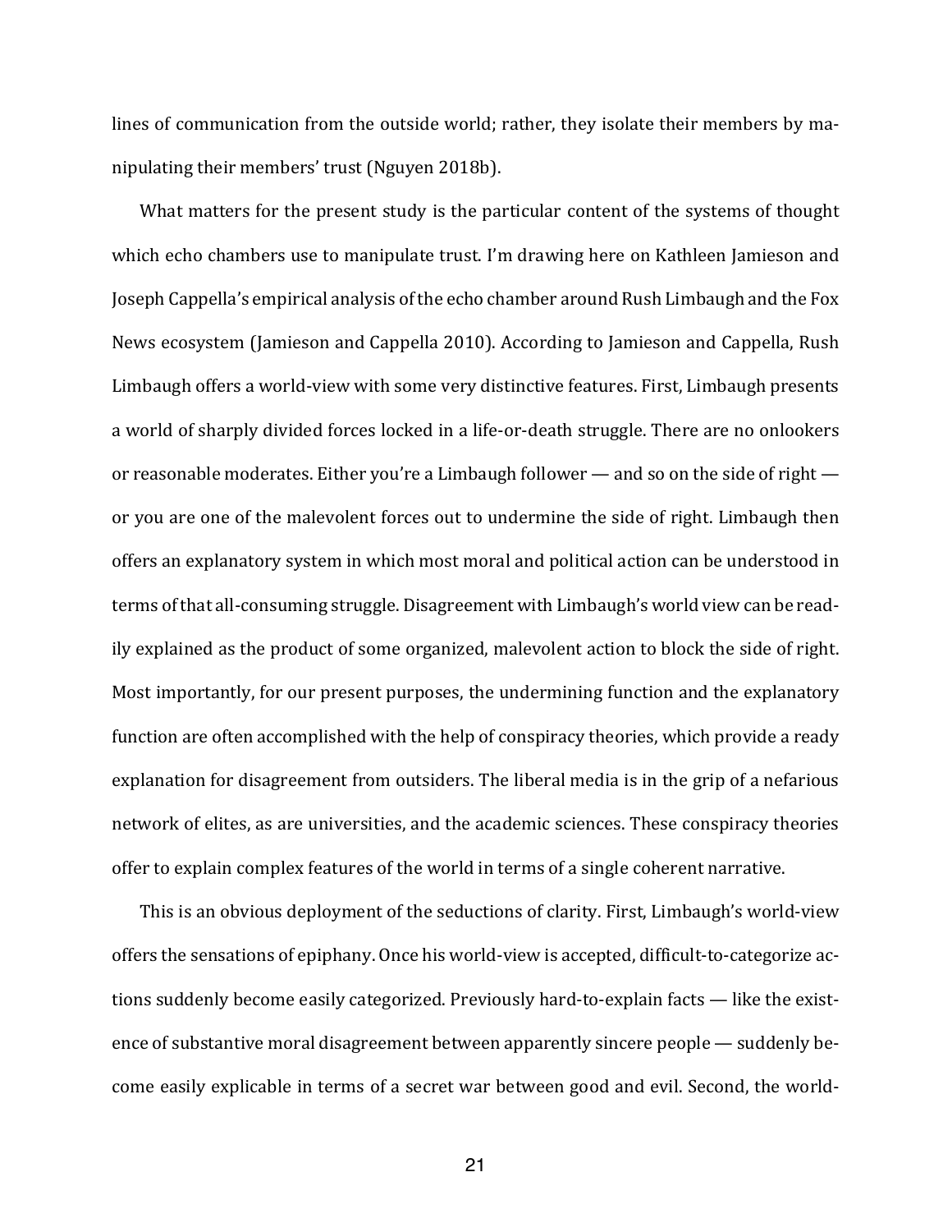lines of communication from the outside world; rather, they isolate their members by manipulating their members' trust (Nguyen 2018b).

What matters for the present study is the particular content of the systems of thought which echo chambers use to manipulate trust. I'm drawing here on Kathleen Jamieson and Joseph Cappella's empirical analysis of the echo chamber around Rush Limbaugh and the Fox News ecosystem (Jamieson and Cappella 2010). According to Jamieson and Cappella, Rush Limbaugh offers a world-view with some very distinctive features. First, Limbaugh presents a world of sharply divided forces locked in a life-or-death struggle. There are no onlookers or reasonable moderates. Either you're a Limbaugh follower — and so on the side of right — or you are one of the malevolent forces out to undermine the side of right. Limbaugh then offers an explanatory system in which most moral and political action can be understood in terms of that all-consuming struggle. Disagreement with Limbaugh's world view can be readily explained as the product of some organized, malevolent action to block the side of right. Most importantly, for our present purposes, the undermining function and the explanatory function are often accomplished with the help of conspiracy theories, which provide a ready explanation for disagreement from outsiders. The liberal media is in the grip of a nefarious network of elites, as are universities, and the academic sciences. These conspiracy theories offer to explain complex features of the world in terms of a single coherent narrative.

This is an obvious deployment of the seductions of clarity. First, Limbaugh's world-view offers the sensations of epiphany. Once his world-view is accepted, difficult-to-categorize actions suddenly become easily categorized. Previously hard-to-explain facts — like the existence of substantive moral disagreement between apparently sincere people — suddenly become easily explicable in terms of a secret war between good and evil. Second, the world-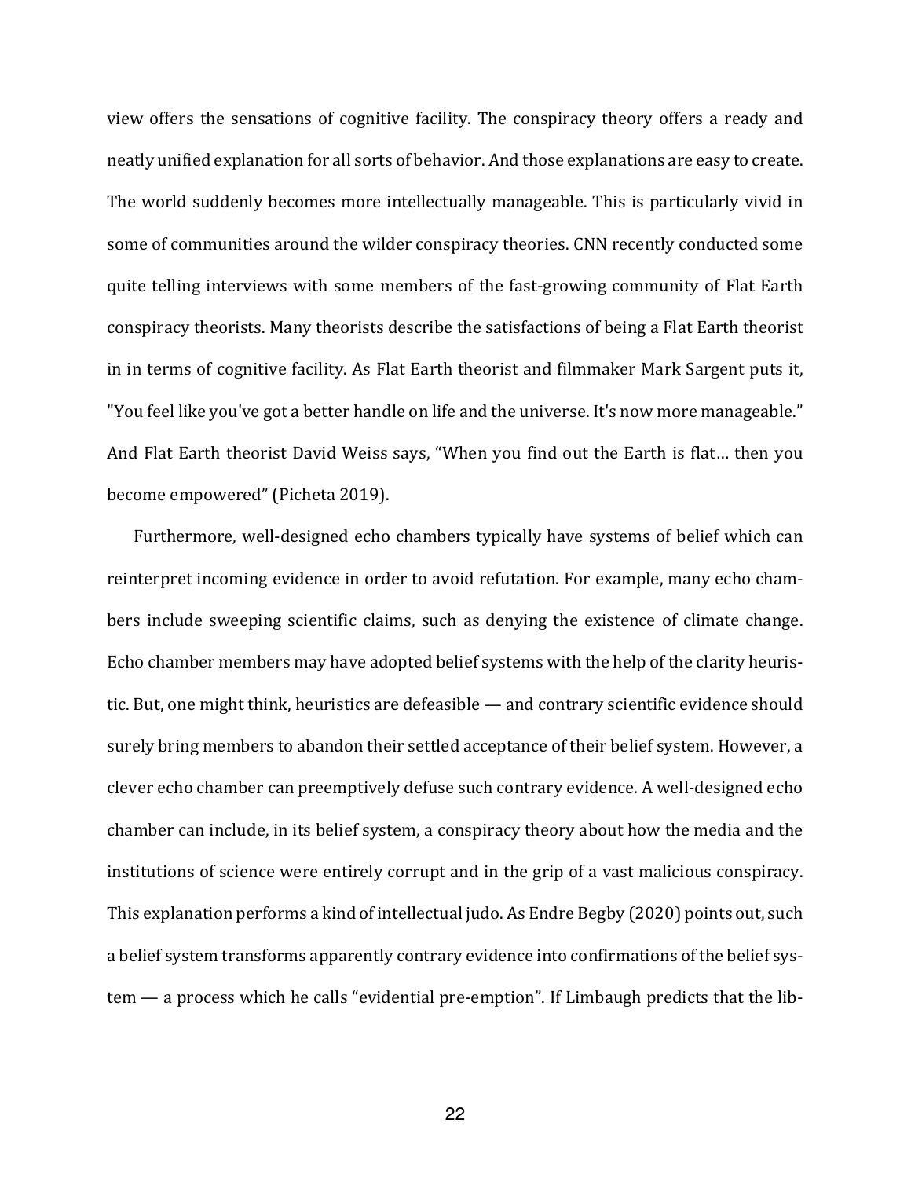view offers the sensations of cognitive facility. The conspiracy theory offers a ready and neatly unified explanation for all sorts of behavior. And those explanations are easy to create. The world suddenly becomes more intellectually manageable. This is particularly vivid in some of communities around the wilder conspiracy theories. CNN recently conducted some quite telling interviews with some members of the fast-growing community of Flat Earth conspiracy theorists. Many theorists describe the satisfactions of being a Flat Earth theorist in in terms of cognitive facility. As Flat Earth theorist and filmmaker Mark Sargent puts it, "You feel like you've got a better handle on life and the universe. It's now more manageable." And Flat Earth theorist David Weiss says, "When you find out the Earth is flat… then you become empowered" (Picheta 2019).

Furthermore, well-designed echo chambers typically have systems of belief which can reinterpret incoming evidence in order to avoid refutation. For example, many echo chambers include sweeping scientific claims, such as denying the existence of climate change. Echo chamber members may have adopted belief systems with the help of the clarity heuristic. But, one might think, heuristics are defeasible — and contrary scientific evidence should surely bring members to abandon their settled acceptance of their belief system. However, a clever echo chamber can preemptively defuse such contrary evidence. A well-designed echo chamber can include, in its belief system, a conspiracy theory about how the media and the institutions of science were entirely corrupt and in the grip of a vast malicious conspiracy. This explanation performs a kind of intellectual judo. As Endre Begby (2020) points out, such a belief system transforms apparently contrary evidence into confirmations of the belief system — a process which he calls "evidential pre-emption". If Limbaugh predicts that the lib-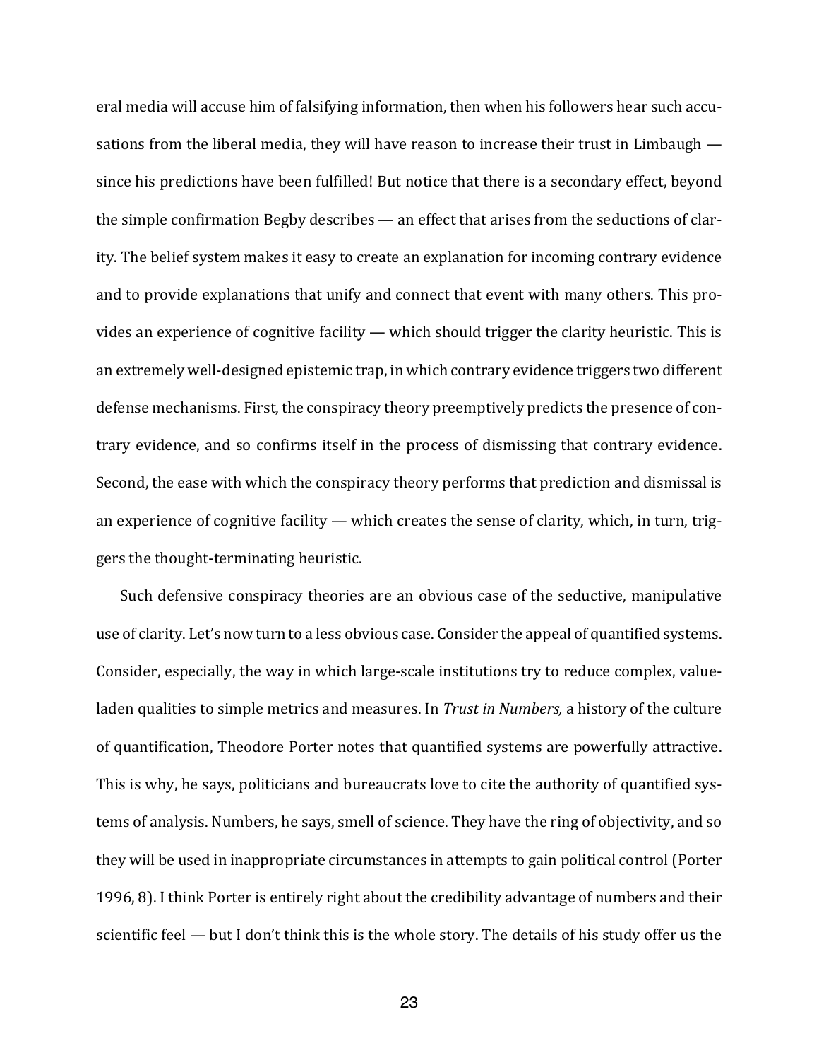eral media will accuse him of falsifying information, then when his followers hear such accusations from the liberal media, they will have reason to increase their trust in Limbaugh — since his predictions have been fulfilled! But notice that there is a secondary effect, beyond the simple confirmation Begby describes — an effect that arises from the seductions of clarity. The belief system makes it easy to create an explanation for incoming contrary evidence and to provide explanations that unify and connect that event with many others. This provides an experience of cognitive facility — which should trigger the clarity heuristic. This is an extremely well-designed epistemic trap, in which contrary evidence triggers two different defense mechanisms. First, the conspiracy theory preemptively predicts the presence of contrary evidence, and so confirms itself in the process of dismissing that contrary evidence. Second, the ease with which the conspiracy theory performs that prediction and dismissal is an experience of cognitive facility — which creates the sense of clarity, which, in turn, triggers the thought-terminating heuristic.

Such defensive conspiracy theories are an obvious case of the seductive, manipulative use of clarity. Let's now turn to a less obvious case. Consider the appeal of quantified systems. Consider, especially, the way in which large-scale institutions try to reduce complex, value-laden qualities to simple metrics and measures. In *Trust in Numbers,* a history of the culture of quantification, Theodore Porter notes that quantified systems are powerfully attractive. This is why, he says, politicians and bureaucrats love to cite the authority of quantified systems of analysis. Numbers, he says, smell of science. They have the ring of objectivity, and so they will be used in inappropriate circumstances in attempts to gain political control (Porter 1996, 8). I think Porter is entirely right about the credibility advantage of numbers and their scientific feel — but I don't think this is the whole story. The details of his study offer us the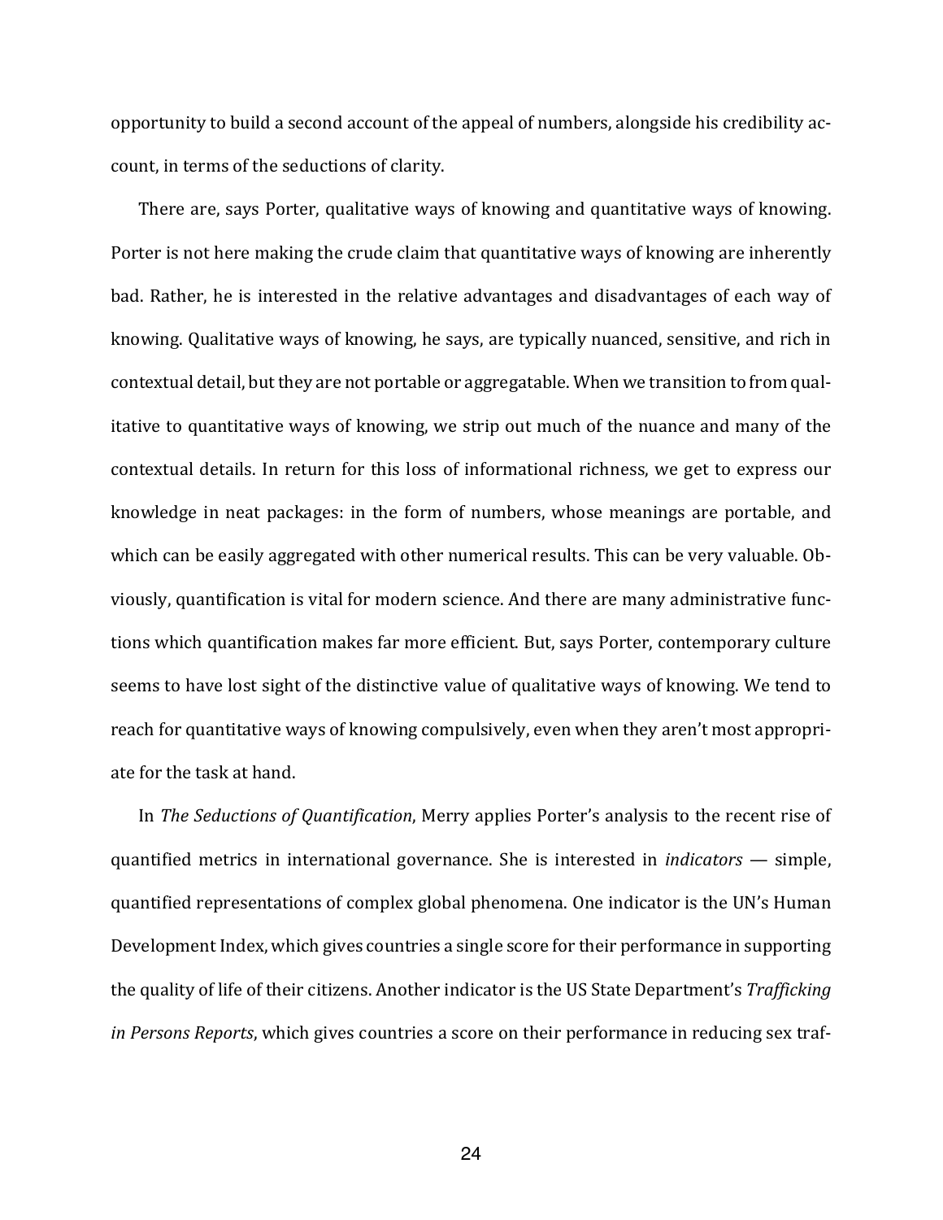opportunity to build a second account of the appeal of numbers, alongside his credibility account, in terms of the seductions of clarity.

There are, says Porter, qualitative ways of knowing and quantitative ways of knowing. Porter is not here making the crude claim that quantitative ways of knowing are inherently bad. Rather, he is interested in the relative advantages and disadvantages of each way of knowing. Qualitative ways of knowing, he says, are typically nuanced, sensitive, and rich in contextual detail, but they are not portable or aggregatable. When we transition to from qualitative to quantitative ways of knowing, we strip out much of the nuance and many of the contextual details. In return for this loss of informational richness, we get to express our knowledge in neat packages: in the form of numbers, whose meanings are portable, and which can be easily aggregated with other numerical results. This can be very valuable. Obviously, quantification is vital for modern science. And there are many administrative functions which quantification makes far more efficient. But, says Porter, contemporary culture seems to have lost sight of the distinctive value of qualitative ways of knowing. We tend to reach for quantitative ways of knowing compulsively, even when they aren't most appropriate for the task at hand.

In *The Seductions of Quantification*, Merry applies Porter's analysis to the recent rise of quantified metrics in international governance. She is interested in *indicators* — simple, quantified representations of complex global phenomena. One indicator is the UN's Human Development Index, which gives countries a single score for their performance in supporting the quality of life of their citizens. Another indicator is the US State Department's *Trafficking in Persons Reports*, which gives countries a score on their performance in reducing sex traf-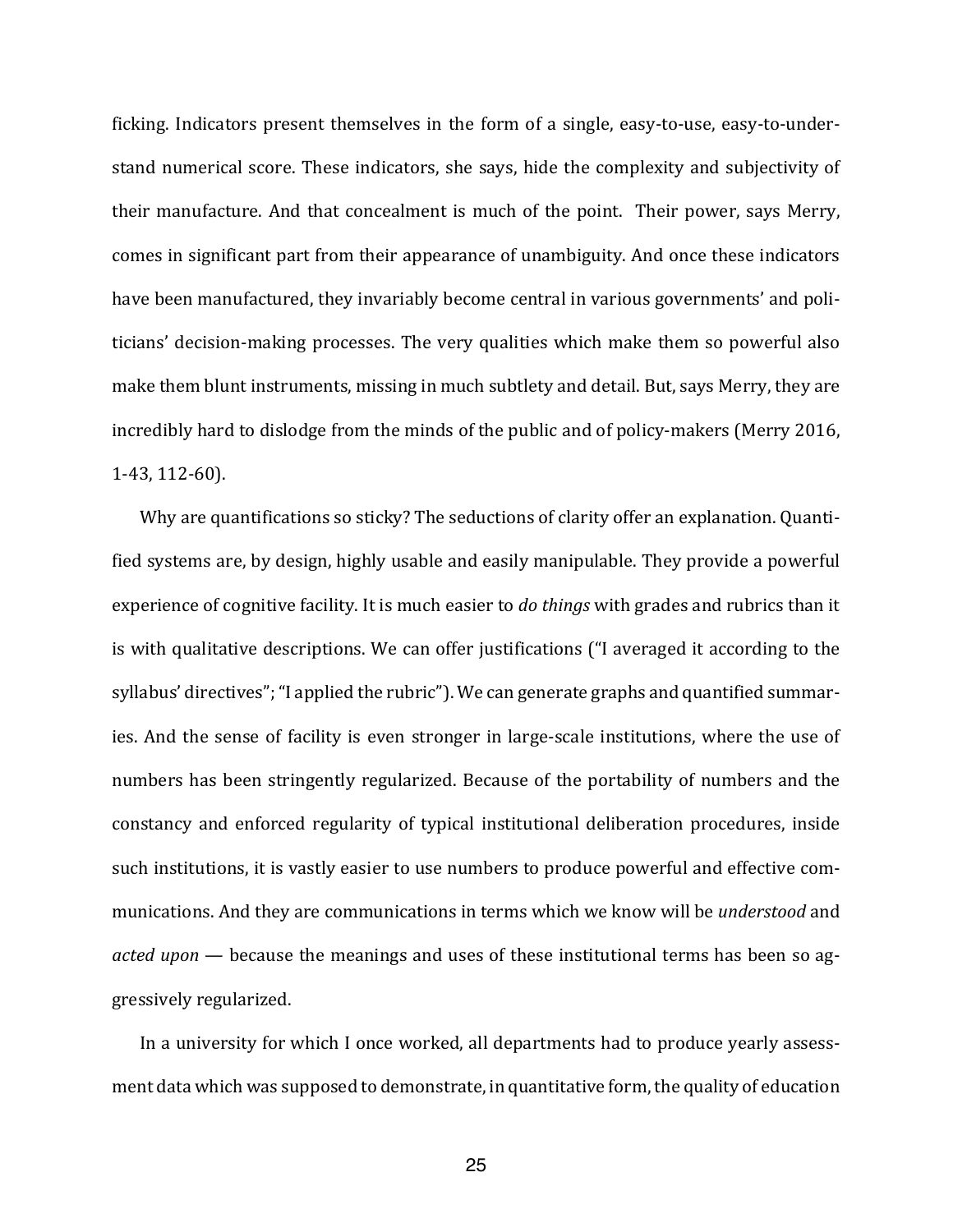ficking. Indicators present themselves in the form of a single, easy-to-use, easy-to-understand numerical score. These indicators, she says, hide the complexity and subjectivity of their manufacture. And that concealment is much of the point. Their power, says Merry, comes in significant part from their appearance of unambiguity. And once these indicators have been manufactured, they invariably become central in various governments' and politicians' decision-making processes. The very qualities which make them so powerful also make them blunt instruments, missing in much subtlety and detail. But, says Merry, they are incredibly hard to dislodge from the minds of the public and of policy-makers (Merry 2016, 1-43, 112-60).

Why are quantifications so sticky? The seductions of clarity offer an explanation. Quantified systems are, by design, highly usable and easily manipulable. They provide a powerful experience of cognitive facility. It is much easier to *do things* with grades and rubrics than it is with qualitative descriptions. We can offer justifications ("I averaged it according to the syllabus' directives"; "I applied the rubric"). We can generate graphs and quantified summaries. And the sense of facility is even stronger in large-scale institutions, where the use of numbers has been stringently regularized. Because of the portability of numbers and the constancy and enforced regularity of typical institutional deliberation procedures, inside such institutions, it is vastly easier to use numbers to produce powerful and effective communications. And they are communications in terms which we know will be *understood* and *acted upon* — because the meanings and uses of these institutional terms has been so aggressively regularized.

In a university for which I once worked, all departments had to produce yearly assessment data which was supposed to demonstrate, in quantitative form, the quality of education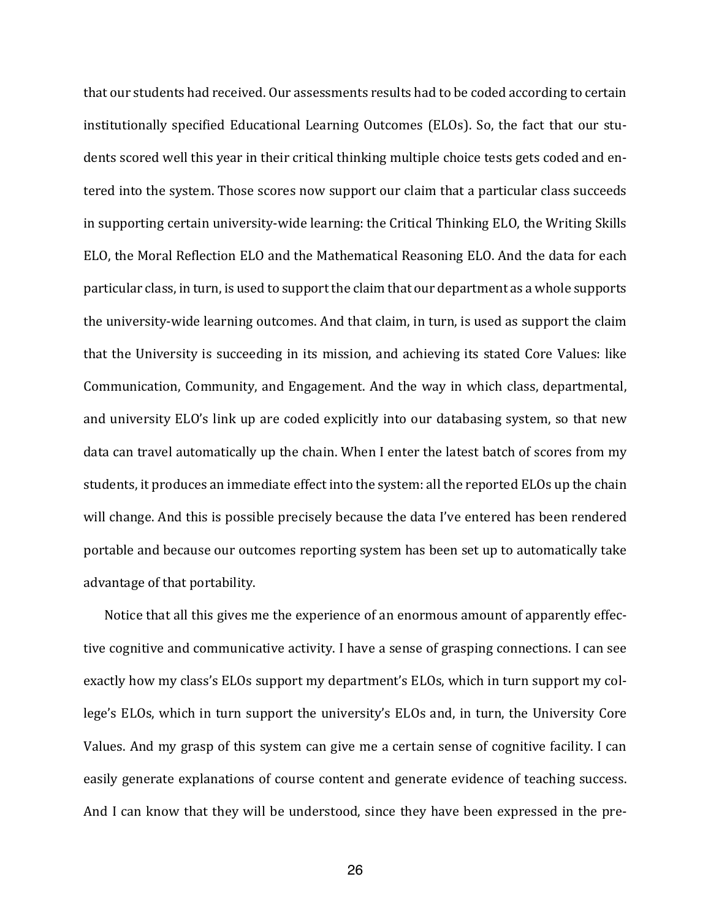that our students had received. Our assessments results had to be coded according to certain institutionally specified Educational Learning Outcomes (ELOs). So, the fact that our students scored well this year in their critical thinking multiple choice tests gets coded and entered into the system. Those scores now support our claim that a particular class succeeds in supporting certain university-wide learning: the Critical Thinking ELO, the Writing Skills ELO, the Moral Reflection ELO and the Mathematical Reasoning ELO. And the data for each particular class, in turn, is used to support the claim that our department as a whole supports the university-wide learning outcomes. And that claim, in turn, is used as support the claim that the University is succeeding in its mission, and achieving its stated Core Values: like Communication, Community, and Engagement. And the way in which class, departmental, and university ELO's link up are coded explicitly into our databasing system, so that new data can travel automatically up the chain. When I enter the latest batch of scores from my students, it produces an immediate effect into the system: all the reported ELOs up the chain will change. And this is possible precisely because the data I've entered has been rendered portable and because our outcomes reporting system has been set up to automatically take advantage of that portability.

Notice that all this gives me the experience of an enormous amount of apparently effective cognitive and communicative activity. I have a sense of grasping connections. I can see exactly how my class's ELOs support my department's ELOs, which in turn support my college's ELOs, which in turn support the university's ELOs and, in turn, the University Core Values. And my grasp of this system can give me a certain sense of cognitive facility. I can easily generate explanations of course content and generate evidence of teaching success. And I can know that they will be understood, since they have been expressed in the pre-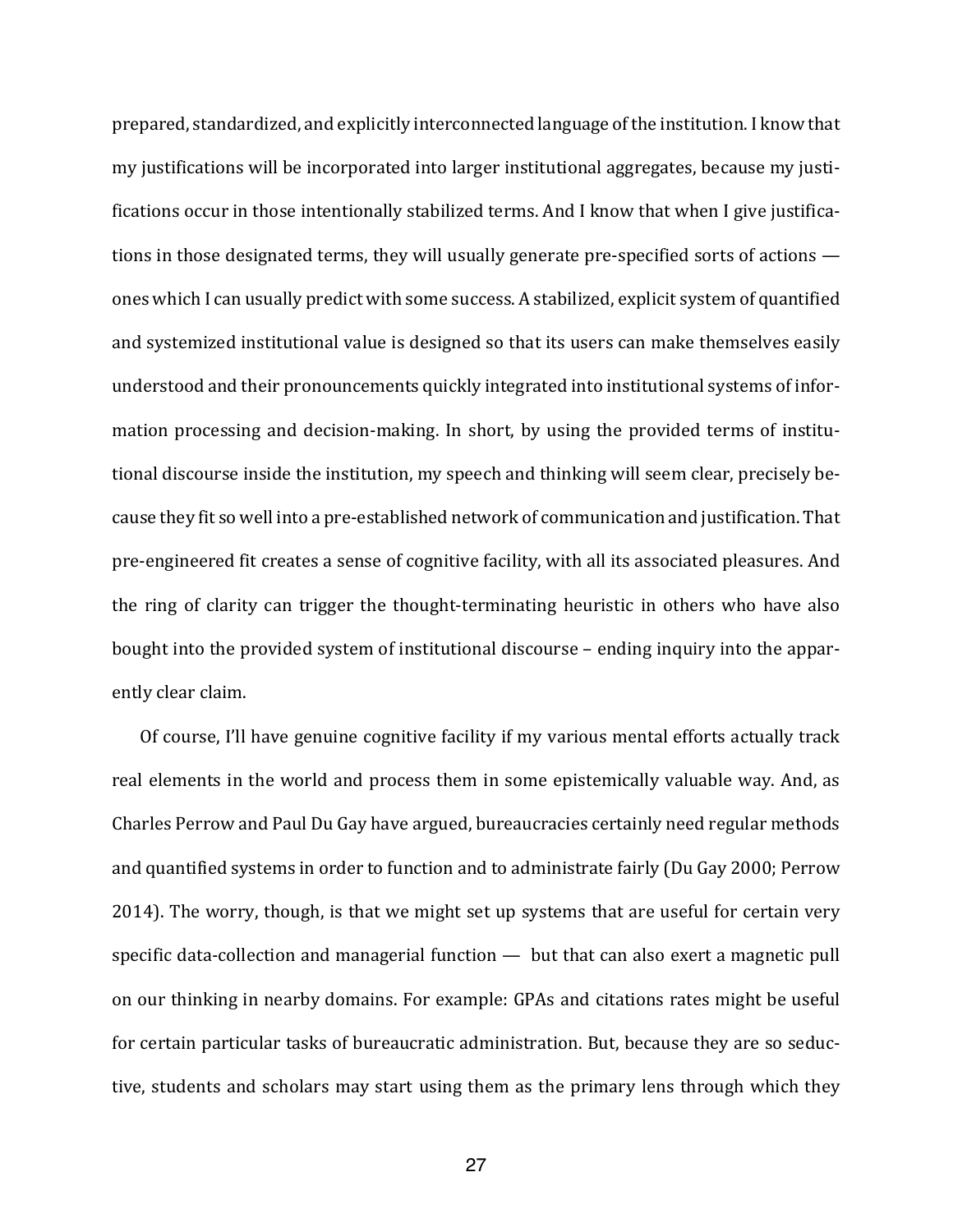prepared, standardized, and explicitly interconnected language of the institution. I know that my justifications will be incorporated into larger institutional aggregates, because my justifications occur in those intentionally stabilized terms. And I know that when I give justifications in those designated terms, they will usually generate pre-specified sorts of actions — ones which I can usually predict with some success. A stabilized, explicit system of quantified and systemized institutional value is designed so that its users can make themselves easily understood and their pronouncements quickly integrated into institutional systems of information processing and decision-making. In short, by using the provided terms of institutional discourse inside the institution, my speech and thinking will seem clear, precisely because they fit so well into a pre-established network of communication and justification. That pre-engineered fit creates a sense of cognitive facility, with all its associated pleasures. And the ring of clarity can trigger the thought-terminating heuristic in others who have also bought into the provided system of institutional discourse – ending inquiry into the apparently clear claim.

Of course, I'll have genuine cognitive facility if my various mental efforts actually track real elements in the world and process them in some epistemically valuable way. And, as Charles Perrow and Paul Du Gay have argued, bureaucracies certainly need regular methods and quantified systems in order to function and to administrate fairly (Du Gay 2000; Perrow 2014). The worry, though, is that we might set up systems that are useful for certain very specific data-collection and managerial function — but that can also exert a magnetic pull on our thinking in nearby domains. For example: GPAs and citations rates might be useful for certain particular tasks of bureaucratic administration. But, because they are so seductive, students and scholars may start using them as the primary lens through which they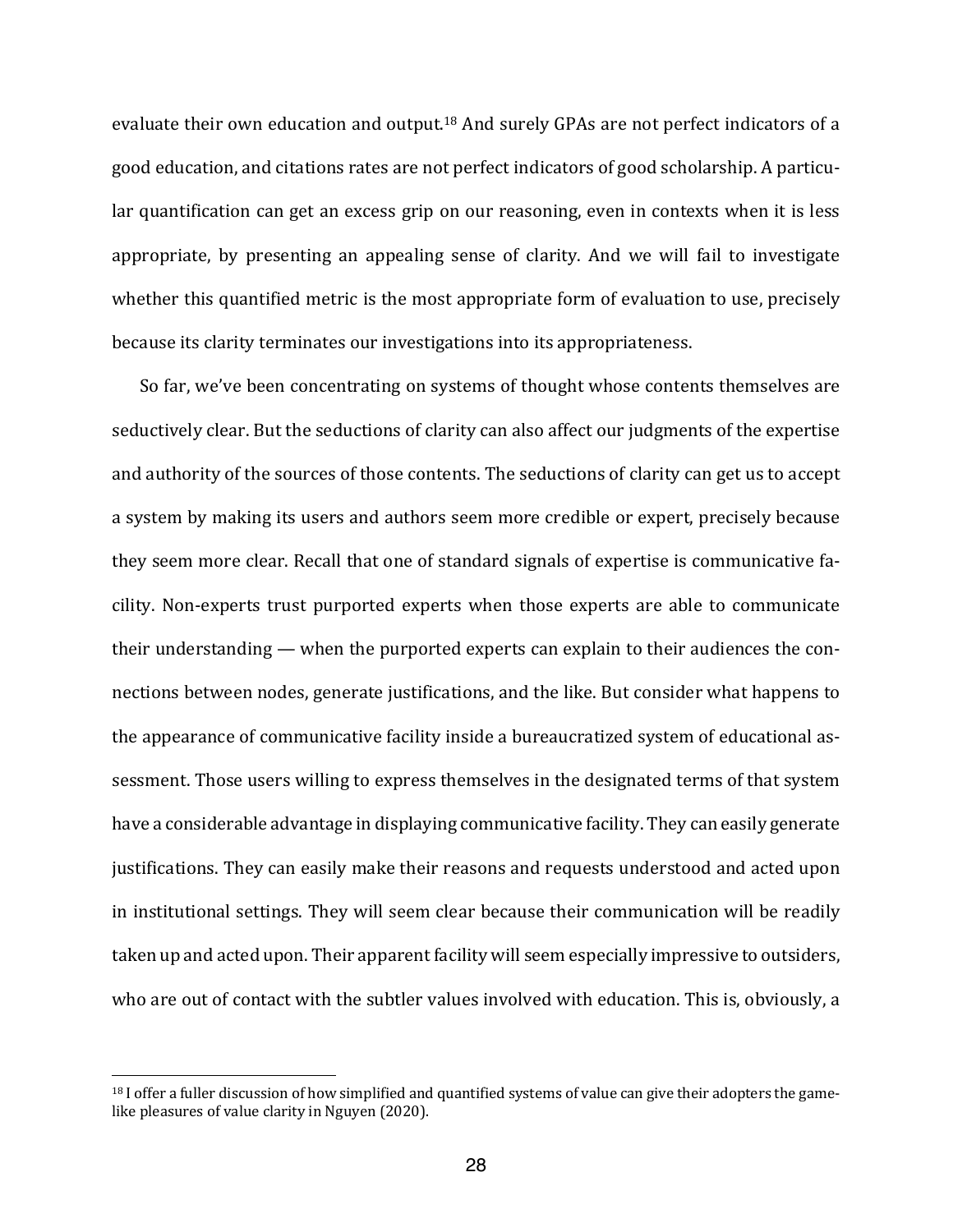evaluate their own education and output.[18] And surely GPAs are not perfect indicators of a good education, and citations rates are not perfect indicators of good scholarship. A particular quantification can get an excess grip on our reasoning, even in contexts when it is less appropriate, by presenting an appealing sense of clarity. And we will fail to investigate whether this quantified metric is the most appropriate form of evaluation to use, precisely because its clarity terminates our investigations into its appropriateness.

So far, we've been concentrating on systems of thought whose contents themselves are seductively clear. But the seductions of clarity can also affect our judgments of the expertise and authority of the sources of those contents. The seductions of clarity can get us to accept a system by making its users and authors seem more credible or expert, precisely because they seem more clear. Recall that one of standard signals of expertise is communicative facility. Non-experts trust purported experts when those experts are able to communicate their understanding — when the purported experts can explain to their audiences the connections between nodes, generate justifications, and the like. But consider what happens to the appearance of communicative facility inside a bureaucratized system of educational assessment. Those users willing to express themselves in the designated terms of that system have a considerable advantage in displaying communicative facility. They can easily generate justifications. They can easily make their reasons and requests understood and acted upon in institutional settings. They will seem clear because their communication will be readily taken up and acted upon. Their apparent facility will seem especially impressive to outsiders, who are out of contact with the subtler values involved with education. This is, obviously, a

---

[18] I offer a fuller discussion of how simplified and quantified systems of value can give their adopters the game-like pleasures of value clarity in Nguyen (2020).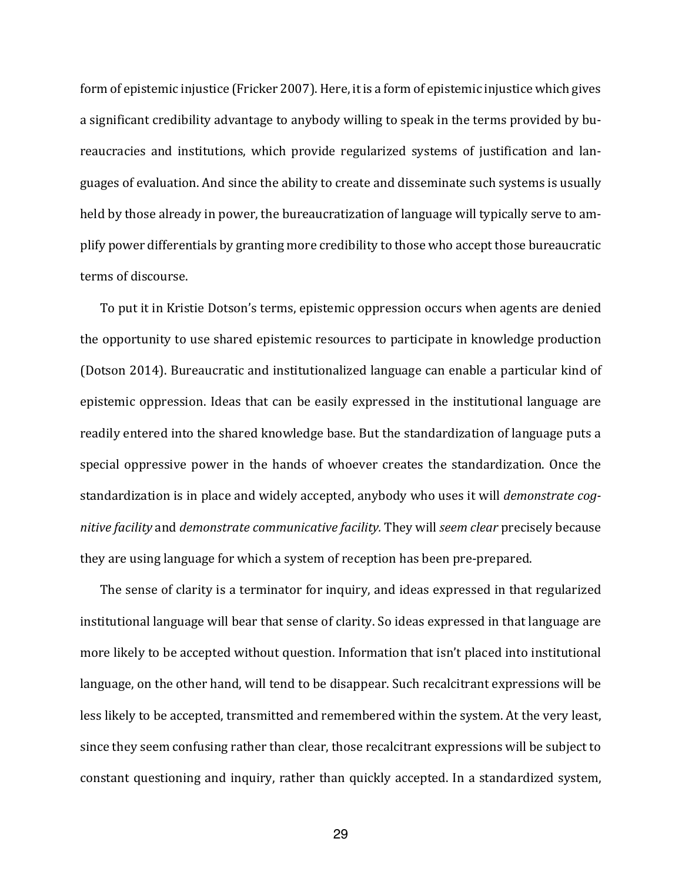form of epistemic injustice (Fricker 2007). Here, it is a form of epistemic injustice which gives a significant credibility advantage to anybody willing to speak in the terms provided by bureaucracies and institutions, which provide regularized systems of justification and languages of evaluation. And since the ability to create and disseminate such systems is usually held by those already in power, the bureaucratization of language will typically serve to amplify power differentials by granting more credibility to those who accept those bureaucratic terms of discourse.

To put it in Kristie Dotson's terms, epistemic oppression occurs when agents are denied the opportunity to use shared epistemic resources to participate in knowledge production (Dotson 2014). Bureaucratic and institutionalized language can enable a particular kind of epistemic oppression. Ideas that can be easily expressed in the institutional language are readily entered into the shared knowledge base. But the standardization of language puts a special oppressive power in the hands of whoever creates the standardization. Once the standardization is in place and widely accepted, anybody who uses it will *demonstrate cognitive facility* and *demonstrate communicative facility.* They will *seem clear* precisely because they are using language for which a system of reception has been pre-prepared.

The sense of clarity is a terminator for inquiry, and ideas expressed in that regularized institutional language will bear that sense of clarity. So ideas expressed in that language are more likely to be accepted without question. Information that isn't placed into institutional language, on the other hand, will tend to be disappear. Such recalcitrant expressions will be less likely to be accepted, transmitted and remembered within the system. At the very least, since they seem confusing rather than clear, those recalcitrant expressions will be subject to constant questioning and inquiry, rather than quickly accepted. In a standardized system,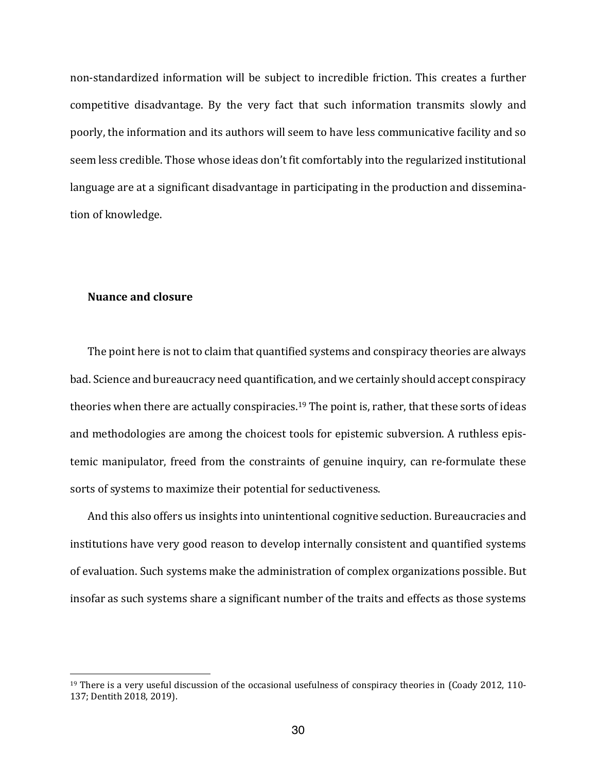non-standardized information will be subject to incredible friction. This creates a further competitive disadvantage. By the very fact that such information transmits slowly and poorly, the information and its authors will seem to have less communicative facility and so seem less credible. Those whose ideas don't fit comfortably into the regularized institutional language are at a significant disadvantage in participating in the production and dissemination of knowledge.

### Nuance and closure

The point here is not to claim that quantified systems and conspiracy theories are always bad. Science and bureaucracy need quantification, and we certainly should accept conspiracy theories when there are actually conspiracies.[19] The point is, rather, that these sorts of ideas and methodologies are among the choicest tools for epistemic subversion. A ruthless epistemic manipulator, freed from the constraints of genuine inquiry, can re-formulate these sorts of systems to maximize their potential for seductiveness.

And this also offers us insights into unintentional cognitive seduction. Bureaucracies and institutions have very good reason to develop internally consistent and quantified systems of evaluation. Such systems make the administration of complex organizations possible. But insofar as such systems share a significant number of the traits and effects as those systems

---

[19] There is a very useful discussion of the occasional usefulness of conspiracy theories in (Coady 2012, 110-137; Dentith 2018, 2019).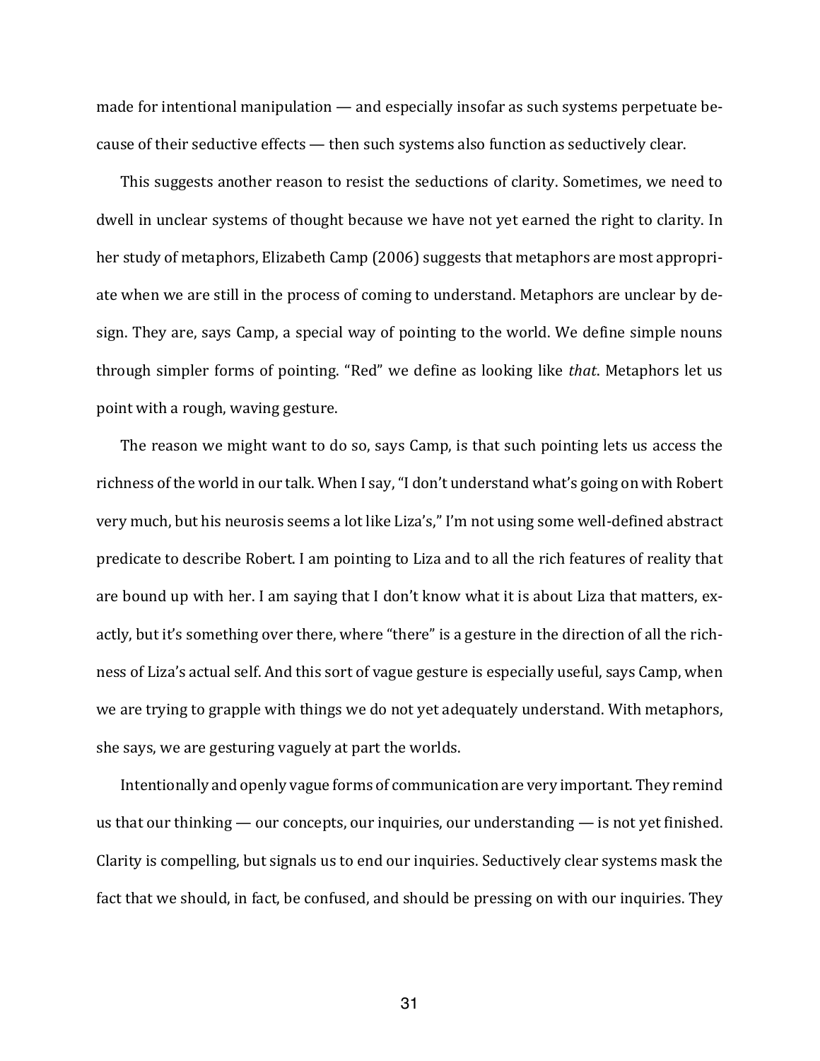made for intentional manipulation — and especially insofar as such systems perpetuate because of their seductive effects — then such systems also function as seductively clear.

This suggests another reason to resist the seductions of clarity. Sometimes, we need to dwell in unclear systems of thought because we have not yet earned the right to clarity. In her study of metaphors, Elizabeth Camp (2006) suggests that metaphors are most appropriate when we are still in the process of coming to understand. Metaphors are unclear by design. They are, says Camp, a special way of pointing to the world. We define simple nouns through simpler forms of pointing. "Red" we define as looking like *that*. Metaphors let us point with a rough, waving gesture.

The reason we might want to do so, says Camp, is that such pointing lets us access the richness of the world in our talk. When I say, "I don't understand what's going on with Robert very much, but his neurosis seems a lot like Liza's," I'm not using some well-defined abstract predicate to describe Robert. I am pointing to Liza and to all the rich features of reality that are bound up with her. I am saying that I don't know what it is about Liza that matters, exactly, but it's something over there, where "there" is a gesture in the direction of all the richness of Liza's actual self. And this sort of vague gesture is especially useful, says Camp, when we are trying to grapple with things we do not yet adequately understand. With metaphors, she says, we are gesturing vaguely at part the worlds.

Intentionally and openly vague forms of communication are very important. They remind us that our thinking — our concepts, our inquiries, our understanding — is not yet finished. Clarity is compelling, but signals us to end our inquiries. Seductively clear systems mask the fact that we should, in fact, be confused, and should be pressing on with our inquiries. They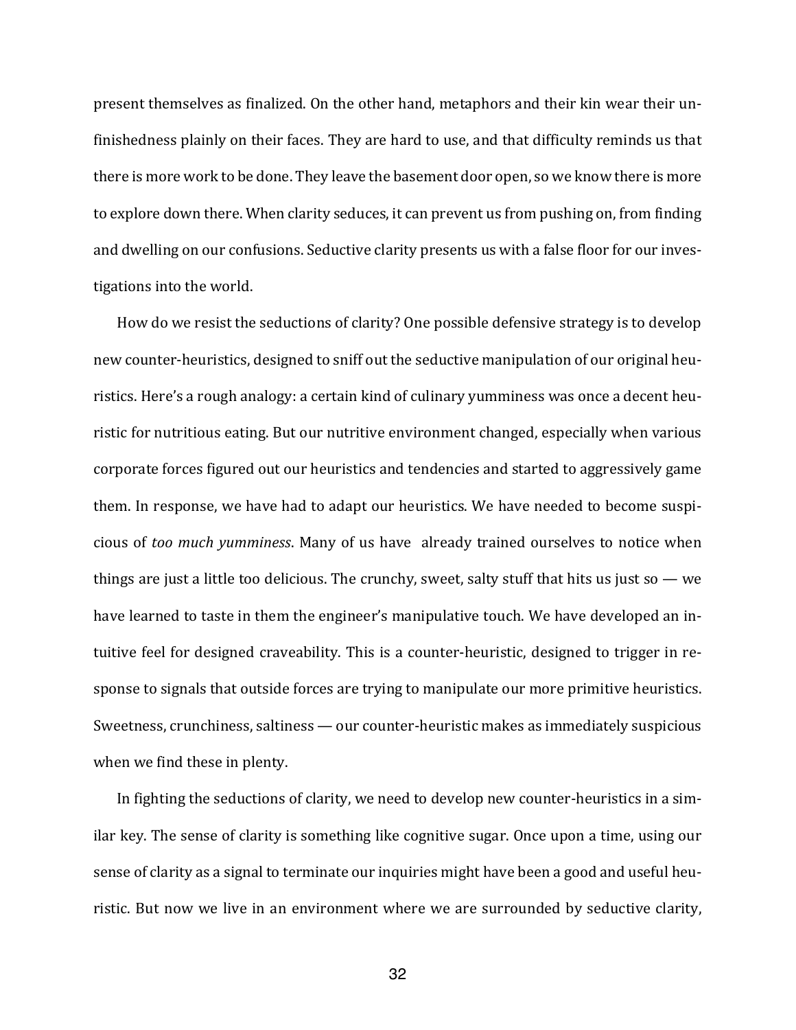present themselves as finalized. On the other hand, metaphors and their kin wear their unfinishedness plainly on their faces. They are hard to use, and that difficulty reminds us that there is more work to be done. They leave the basement door open, so we know there is more to explore down there. When clarity seduces, it can prevent us from pushing on, from finding and dwelling on our confusions. Seductive clarity presents us with a false floor for our investigations into the world.

How do we resist the seductions of clarity? One possible defensive strategy is to develop new counter-heuristics, designed to sniff out the seductive manipulation of our original heuristics. Here's a rough analogy: a certain kind of culinary yumminess was once a decent heuristic for nutritious eating. But our nutritive environment changed, especially when various corporate forces figured out our heuristics and tendencies and started to aggressively game them. In response, we have had to adapt our heuristics. We have needed to become suspicious of *too much yumminess*. Many of us have already trained ourselves to notice when things are just a little too delicious. The crunchy, sweet, salty stuff that hits us just so — we have learned to taste in them the engineer's manipulative touch. We have developed an intuitive feel for designed craveability. This is a counter-heuristic, designed to trigger in response to signals that outside forces are trying to manipulate our more primitive heuristics. Sweetness, crunchiness, saltiness — our counter-heuristic makes as immediately suspicious when we find these in plenty.

In fighting the seductions of clarity, we need to develop new counter-heuristics in a similar key. The sense of clarity is something like cognitive sugar. Once upon a time, using our sense of clarity as a signal to terminate our inquiries might have been a good and useful heuristic. But now we live in an environment where we are surrounded by seductive clarity,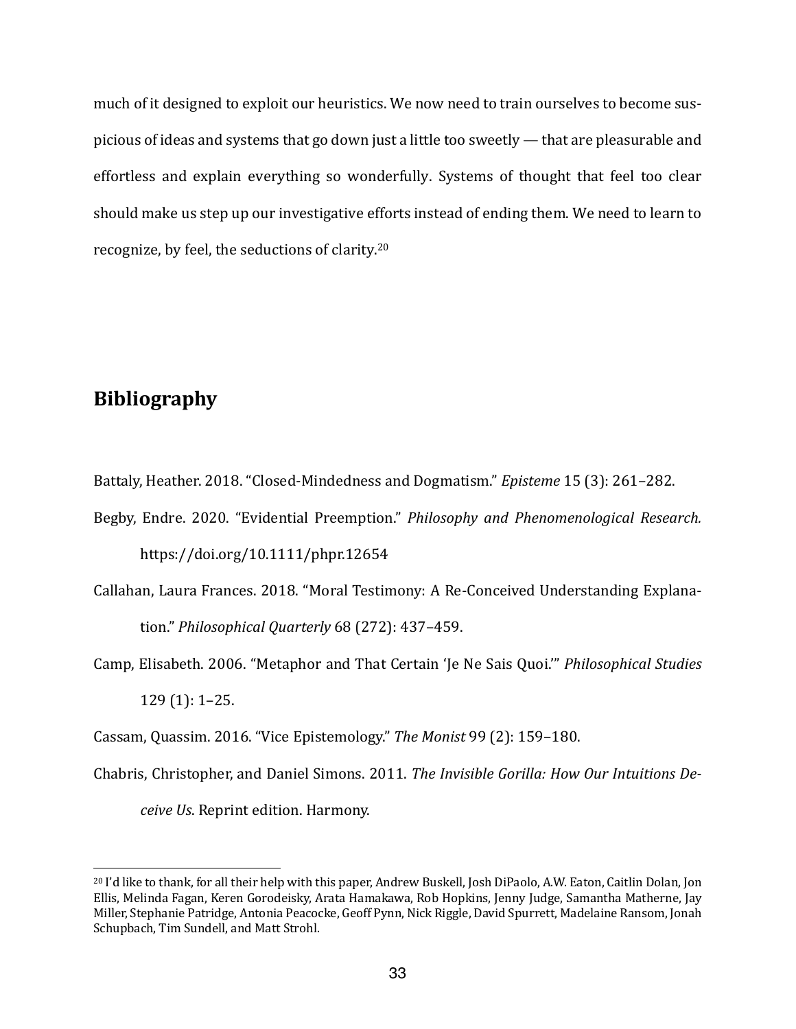much of it designed to exploit our heuristics. We now need to train ourselves to become suspicious of ideas and systems that go down just a little too sweetly — that are pleasurable and effortless and explain everything so wonderfully. Systems of thought that feel too clear should make us step up our investigative efforts instead of ending them. We need to learn to recognize, by feel, the seductions of clarity.[20]

## Bibliography

Battaly, Heather. 2018. "Closed-Mindedness and Dogmatism." *Episteme* 15 (3): 261–282.

Begby, Endre. 2020. "Evidential Preemption." *Philosophy and Phenomenological Research.* https://doi.org/10.1111/phpr.12654

Callahan, Laura Frances. 2018. "Moral Testimony: A Re-Conceived Understanding Explanation." *Philosophical Quarterly* 68 (272): 437–459.

Camp, Elisabeth. 2006. "Metaphor and That Certain 'Je Ne Sais Quoi.'" *Philosophical Studies* 129 (1): 1–25.

Cassam, Quassim. 2016. "Vice Epistemology." *The Monist* 99 (2): 159–180.

Chabris, Christopher, and Daniel Simons. 2011. *The Invisible Gorilla: How Our Intuitions Deceive Us*. Reprint edition. Harmony.

---

[20] I'd like to thank, for all their help with this paper, Andrew Buskell, Josh DiPaolo, A.W. Eaton, Caitlin Dolan, Jon Ellis, Melinda Fagan, Keren Gorodeisky, Arata Hamakawa, Rob Hopkins, Jenny Judge, Samantha Matherne, Jay Miller, Stephanie Patridge, Antonia Peacocke, Geoff Pynn, Nick Riggle, David Spurrett, Madelaine Ransom, Jonah Schupbach, Tim Sundell, and Matt Strohl.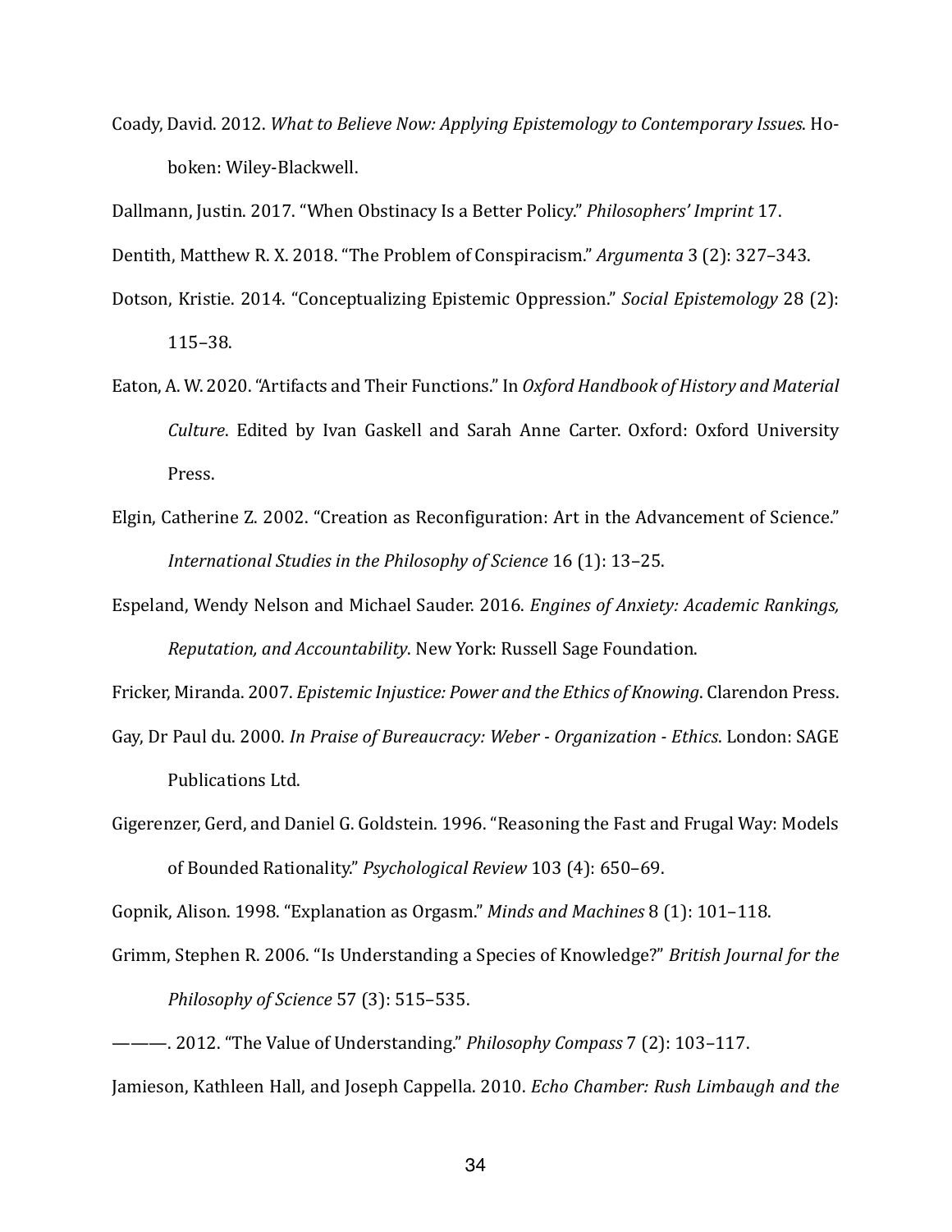Coady, David. 2012. *What to Believe Now: Applying Epistemology to Contemporary Issues*. Hoboken: Wiley-Blackwell.

Dallmann, Justin. 2017. "When Obstinacy Is a Better Policy." *Philosophers' Imprint* 17.

Dentith, Matthew R. X. 2018. "The Problem of Conspiracism." *Argumenta* 3 (2): 327–343.

Dotson, Kristie. 2014. "Conceptualizing Epistemic Oppression." *Social Epistemology* 28 (2): 115–38.

Eaton, A. W. 2020. "Artifacts and Their Functions." In *Oxford Handbook of History and Material Culture*. Edited by Ivan Gaskell and Sarah Anne Carter. Oxford: Oxford University Press.

Elgin, Catherine Z. 2002. "Creation as Reconfiguration: Art in the Advancement of Science." *International Studies in the Philosophy of Science* 16 (1): 13–25.

Espeland, Wendy Nelson and Michael Sauder. 2016. *Engines of Anxiety: Academic Rankings, Reputation, and Accountability*. New York: Russell Sage Foundation.

Fricker, Miranda. 2007. *Epistemic Injustice: Power and the Ethics of Knowing*. Clarendon Press.

Gay, Dr Paul du. 2000. *In Praise of Bureaucracy: Weber - Organization - Ethics*. London: SAGE Publications Ltd.

Gigerenzer, Gerd, and Daniel G. Goldstein. 1996. "Reasoning the Fast and Frugal Way: Models of Bounded Rationality." *Psychological Review* 103 (4): 650–69.

Gopnik, Alison. 1998. "Explanation as Orgasm." *Minds and Machines* 8 (1): 101–118.

Grimm, Stephen R. 2006. "Is Understanding a Species of Knowledge?" *British Journal for the Philosophy of Science* 57 (3): 515–535.

———. 2012. "The Value of Understanding." *Philosophy Compass* 7 (2): 103–117.

Jamieson, Kathleen Hall, and Joseph Cappella. 2010. *Echo Chamber: Rush Limbaugh and the*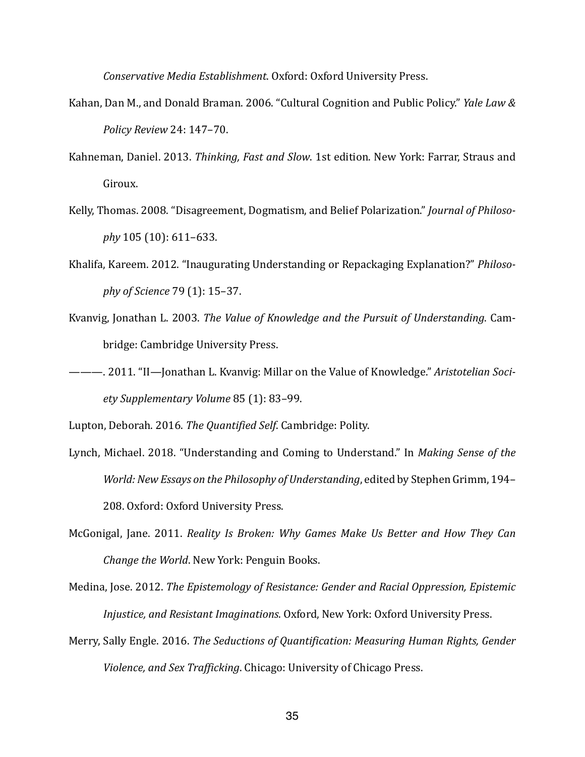*Conservative Media Establishment*. Oxford: Oxford University Press.

Kahan, Dan M., and Donald Braman. 2006. "Cultural Cognition and Public Policy." *Yale Law & Policy Review* 24: 147–70.

Kahneman, Daniel. 2013. *Thinking, Fast and Slow*. 1st edition. New York: Farrar, Straus and Giroux.

Kelly, Thomas. 2008. "Disagreement, Dogmatism, and Belief Polarization." *Journal of Philosophy* 105 (10): 611–633.

Khalifa, Kareem. 2012. "Inaugurating Understanding or Repackaging Explanation?" *Philosophy of Science* 79 (1): 15–37.

Kvanvig, Jonathan L. 2003. *The Value of Knowledge and the Pursuit of Understanding*. Cambridge: Cambridge University Press.

———. 2011. "II—Jonathan L. Kvanvig: Millar on the Value of Knowledge." *Aristotelian Society Supplementary Volume* 85 (1): 83–99.

Lupton, Deborah. 2016. *The Quantified Self*. Cambridge: Polity.

Lynch, Michael. 2018. "Understanding and Coming to Understand." In *Making Sense of the World: New Essays on the Philosophy of Understanding*, edited by Stephen Grimm, 194–208. Oxford: Oxford University Press.

McGonigal, Jane. 2011. *Reality Is Broken: Why Games Make Us Better and How They Can Change the World*. New York: Penguin Books.

Medina, Jose. 2012. *The Epistemology of Resistance: Gender and Racial Oppression, Epistemic Injustice, and Resistant Imaginations*. Oxford, New York: Oxford University Press.

Merry, Sally Engle. 2016. *The Seductions of Quantification: Measuring Human Rights, Gender Violence, and Sex Trafficking*. Chicago: University of Chicago Press.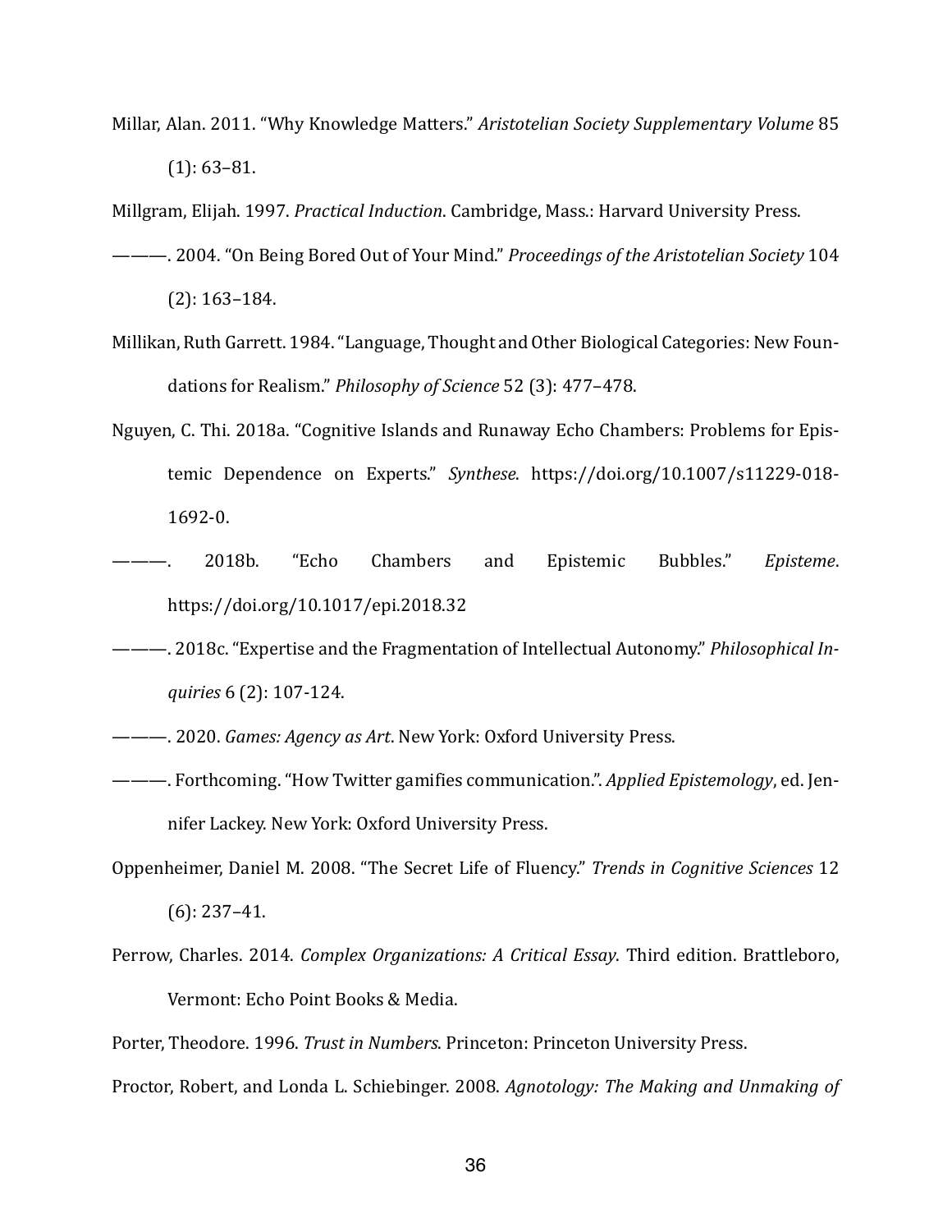Millar, Alan. 2011. "Why Knowledge Matters." *Aristotelian Society Supplementary Volume* 85 (1): 63–81.

Millgram, Elijah. 1997. *Practical Induction*. Cambridge, Mass.: Harvard University Press.

———. 2004. "On Being Bored Out of Your Mind." *Proceedings of the Aristotelian Society* 104 (2): 163–184.

Millikan, Ruth Garrett. 1984. "Language, Thought and Other Biological Categories: New Foundations for Realism." *Philosophy of Science* 52 (3): 477–478.

Nguyen, C. Thi. 2018a. "Cognitive Islands and Runaway Echo Chambers: Problems for Epistemic Dependence on Experts." *Synthese*. https://doi.org/10.1007/s11229-018-1692-0.

———. 2018b. "Echo Chambers and Epistemic Bubbles." *Episteme*. https://doi.org/10.1017/epi.2018.32

———. 2018c. "Expertise and the Fragmentation of Intellectual Autonomy." *Philosophical Inquiries* 6 (2): 107-124.

———. 2020. *Games: Agency as Art*. New York: Oxford University Press.

———. Forthcoming. "How Twitter gamifies communication.". *Applied Epistemology*, ed. Jennifer Lackey. New York: Oxford University Press.

Oppenheimer, Daniel M. 2008. "The Secret Life of Fluency." *Trends in Cognitive Sciences* 12 (6): 237–41.

Perrow, Charles. 2014. *Complex Organizations: A Critical Essay*. Third edition. Brattleboro, Vermont: Echo Point Books & Media.

Porter, Theodore. 1996. *Trust in Numbers*. Princeton: Princeton University Press.

Proctor, Robert, and Londa L. Schiebinger. 2008. *Agnotology: The Making and Unmaking of*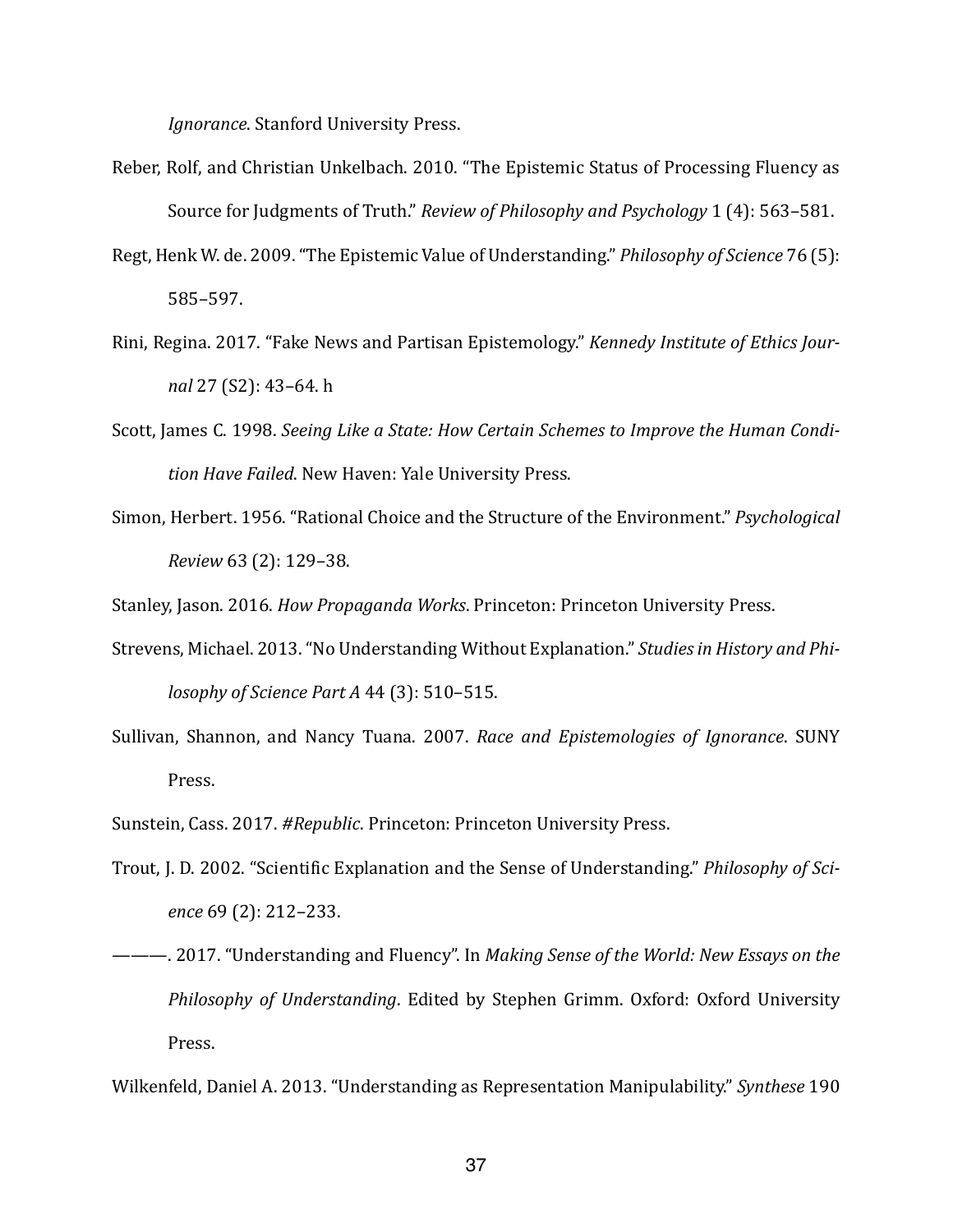*Ignorance*. Stanford University Press.

Reber, Rolf, and Christian Unkelbach. 2010. "The Epistemic Status of Processing Fluency as Source for Judgments of Truth." *Review of Philosophy and Psychology* 1 (4): 563–581.

Regt, Henk W. de. 2009. "The Epistemic Value of Understanding." *Philosophy of Science* 76 (5): 585–597.

Rini, Regina. 2017. "Fake News and Partisan Epistemology." *Kennedy Institute of Ethics Journal* 27 (S2): 43–64. h

Scott, James C. 1998. *Seeing Like a State: How Certain Schemes to Improve the Human Condition Have Failed*. New Haven: Yale University Press.

Simon, Herbert. 1956. "Rational Choice and the Structure of the Environment." *Psychological Review* 63 (2): 129–38.

Stanley, Jason. 2016. *How Propaganda Works*. Princeton: Princeton University Press.

Strevens, Michael. 2013. "No Understanding Without Explanation." *Studies in History and Philosophy of Science Part A* 44 (3): 510–515.

Sullivan, Shannon, and Nancy Tuana. 2007. *Race and Epistemologies of Ignorance*. SUNY Press.

Sunstein, Cass. 2017. *#Republic*. Princeton: Princeton University Press.

Trout, J. D. 2002. "Scientific Explanation and the Sense of Understanding." *Philosophy of Science* 69 (2): 212–233.

———. 2017. "Understanding and Fluency". In *Making Sense of the World: New Essays on the Philosophy of Understanding*. Edited by Stephen Grimm. Oxford: Oxford University Press.

Wilkenfeld, Daniel A. 2013. "Understanding as Representation Manipulability." *Synthese* 190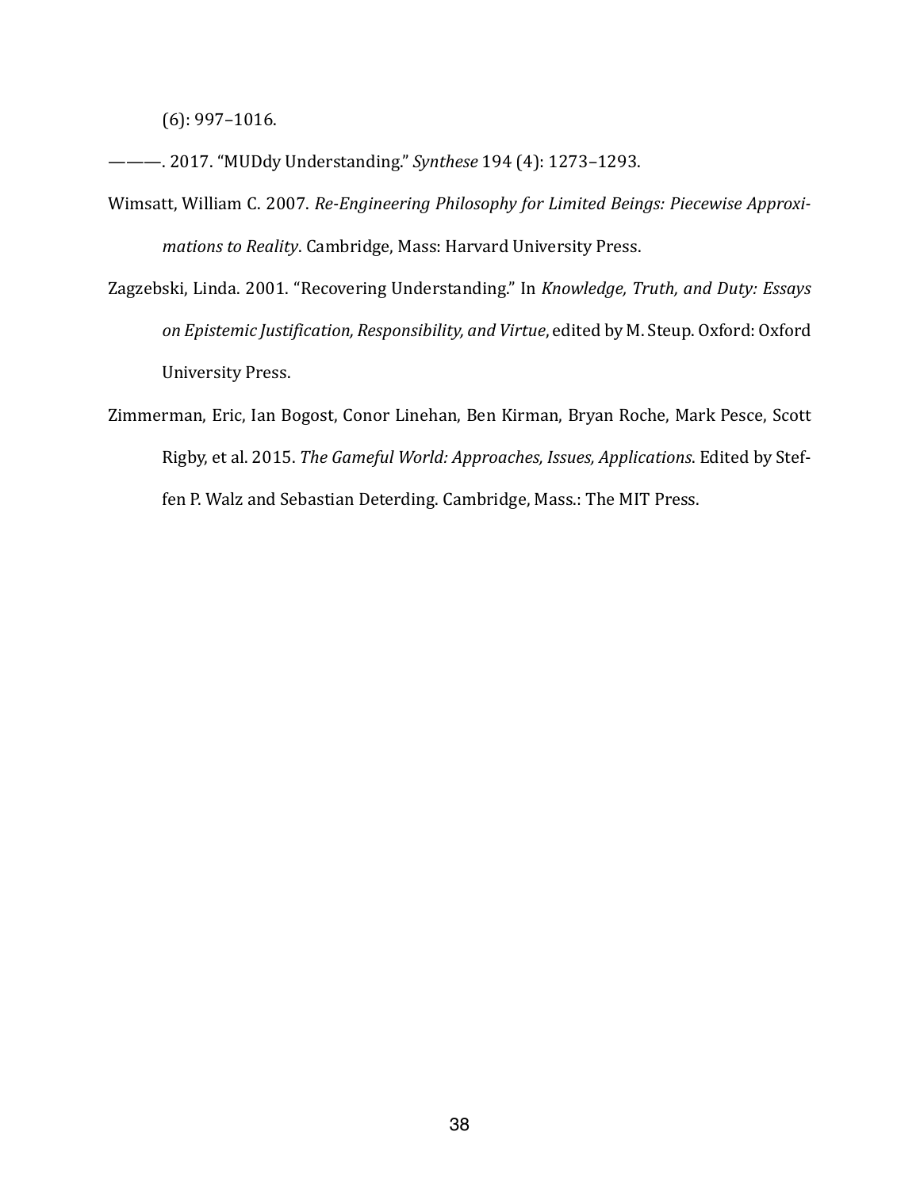(6): 997–1016.

———. 2017. "MUDdy Understanding." *Synthese* 194 (4): 1273–1293.

Wimsatt, William C. 2007. *Re-Engineering Philosophy for Limited Beings: Piecewise Approximations to Reality*. Cambridge, Mass: Harvard University Press.

Zagzebski, Linda. 2001. "Recovering Understanding." In *Knowledge, Truth, and Duty: Essays on Epistemic Justification, Responsibility, and Virtue*, edited by M. Steup. Oxford: Oxford University Press.

Zimmerman, Eric, Ian Bogost, Conor Linehan, Ben Kirman, Bryan Roche, Mark Pesce, Scott Rigby, et al. 2015. *The Gameful World: Approaches, Issues, Applications*. Edited by Steffen P. Walz and Sebastian Deterding. Cambridge, Mass.: The MIT Press.